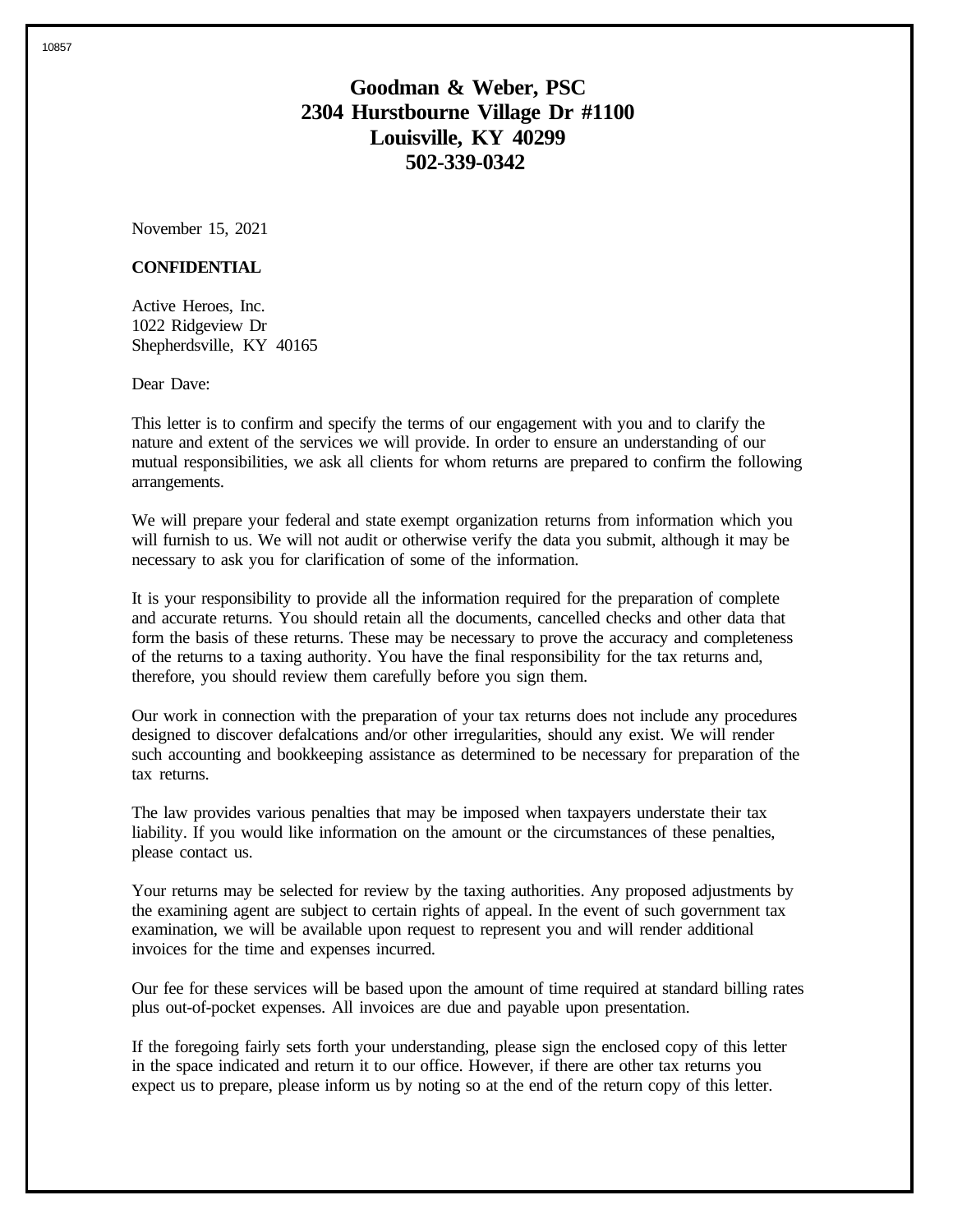# Goodman & Weber, PSC
# 2304 Hurstbourne Village Dr #1100
# Louisville, KY 40299
# 502-339-0342

November 15, 2021

**CONFIDENTIAL**

Active Heroes, Inc.
1022 Ridgeview Dr
Shepherdsville, KY 40165

Dear Dave:

This letter is to confirm and specify the terms of our engagement with you and to clarify the nature and extent of the services we will provide. In order to ensure an understanding of our mutual responsibilities, we ask all clients for whom returns are prepared to confirm the following arrangements.

We will prepare your federal and state exempt organization returns from information which you will furnish to us. We will not audit or otherwise verify the data you submit, although it may be necessary to ask you for clarification of some of the information.

It is your responsibility to provide all the information required for the preparation of complete and accurate returns. You should retain all the documents, cancelled checks and other data that form the basis of these returns. These may be necessary to prove the accuracy and completeness of the returns to a taxing authority. You have the final responsibility for the tax returns and, therefore, you should review them carefully before you sign them.

Our work in connection with the preparation of your tax returns does not include any procedures designed to discover defalcations and/or other irregularities, should any exist. We will render such accounting and bookkeeping assistance as determined to be necessary for preparation of the tax returns.

The law provides various penalties that may be imposed when taxpayers understate their tax liability. If you would like information on the amount or the circumstances of these penalties, please contact us.

Your returns may be selected for review by the taxing authorities. Any proposed adjustments by the examining agent are subject to certain rights of appeal. In the event of such government tax examination, we will be available upon request to represent you and will render additional invoices for the time and expenses incurred.

Our fee for these services will be based upon the amount of time required at standard billing rates plus out-of-pocket expenses. All invoices are due and payable upon presentation.

If the foregoing fairly sets forth your understanding, please sign the enclosed copy of this letter in the space indicated and return it to our office. However, if there are other tax returns you expect us to prepare, please inform us by noting so at the end of the return copy of this letter.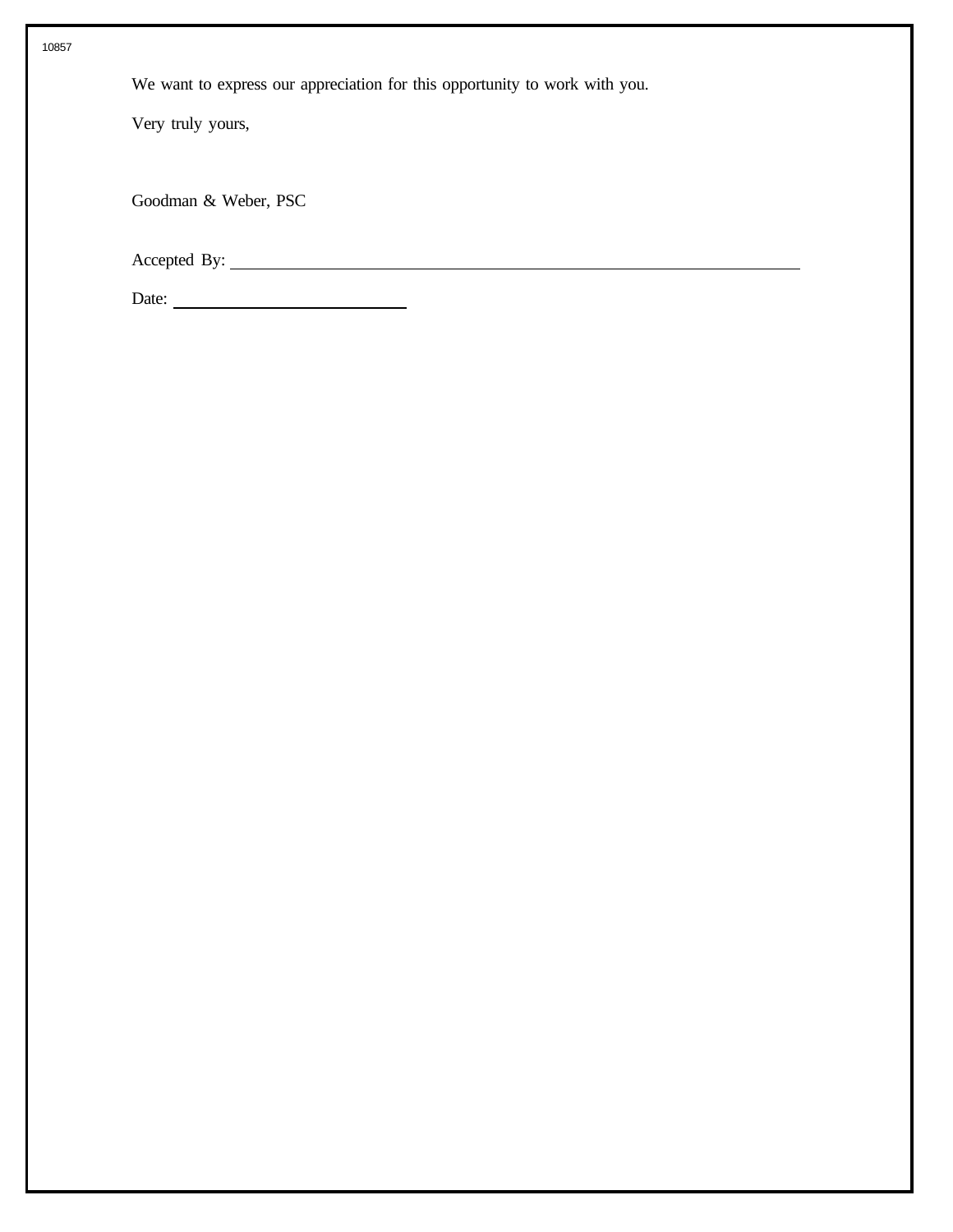We want to express our appreciation for this opportunity to work with you.

Very truly yours,

Goodman & Weber, PSC

Accepted By: ______________________________________________________________

Date: __________________________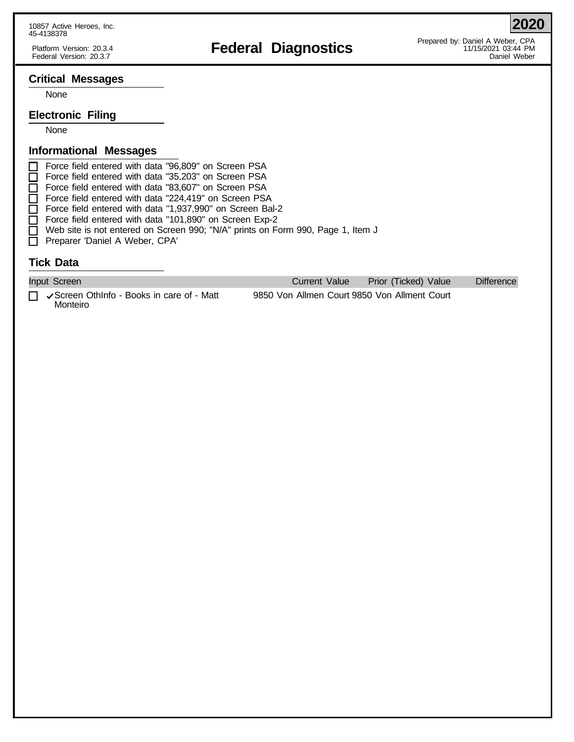10857 Active Heroes, Inc.
45-4138378

Platform Version: 20.3.4
Federal Version: 20.3.7

# Federal Diagnostics

**2020**

Prepared by: Daniel A Weber, CPA
11/15/2021 03:44 PM
Daniel Weber

## Critical Messages

None

## Electronic Filing

None

## Informational Messages

- ☐ Force field entered with data "96,809" on Screen PSA
- ☐ Force field entered with data "35,203" on Screen PSA
- ☐ Force field entered with data "83,607" on Screen PSA
- ☐ Force field entered with data "224,419" on Screen PSA
- ☐ Force field entered with data "1,937,990" on Screen Bal-2
- ☐ Force field entered with data "101,890" on Screen Exp-2
- ☐ Web site is not entered on Screen 990; "N/A" prints on Form 990, Page 1, Item J
- ☐ Preparer 'Daniel A Weber, CPA'

## Tick Data

| Input Screen | Current Value | Prior (Ticked) Value | Difference |
|---|---|---|---|
| ☐ ✓Screen OthInfo - Books in care of - Matt Monteiro | 9850 Von Allmen Court | 9850 Von Allment Court | |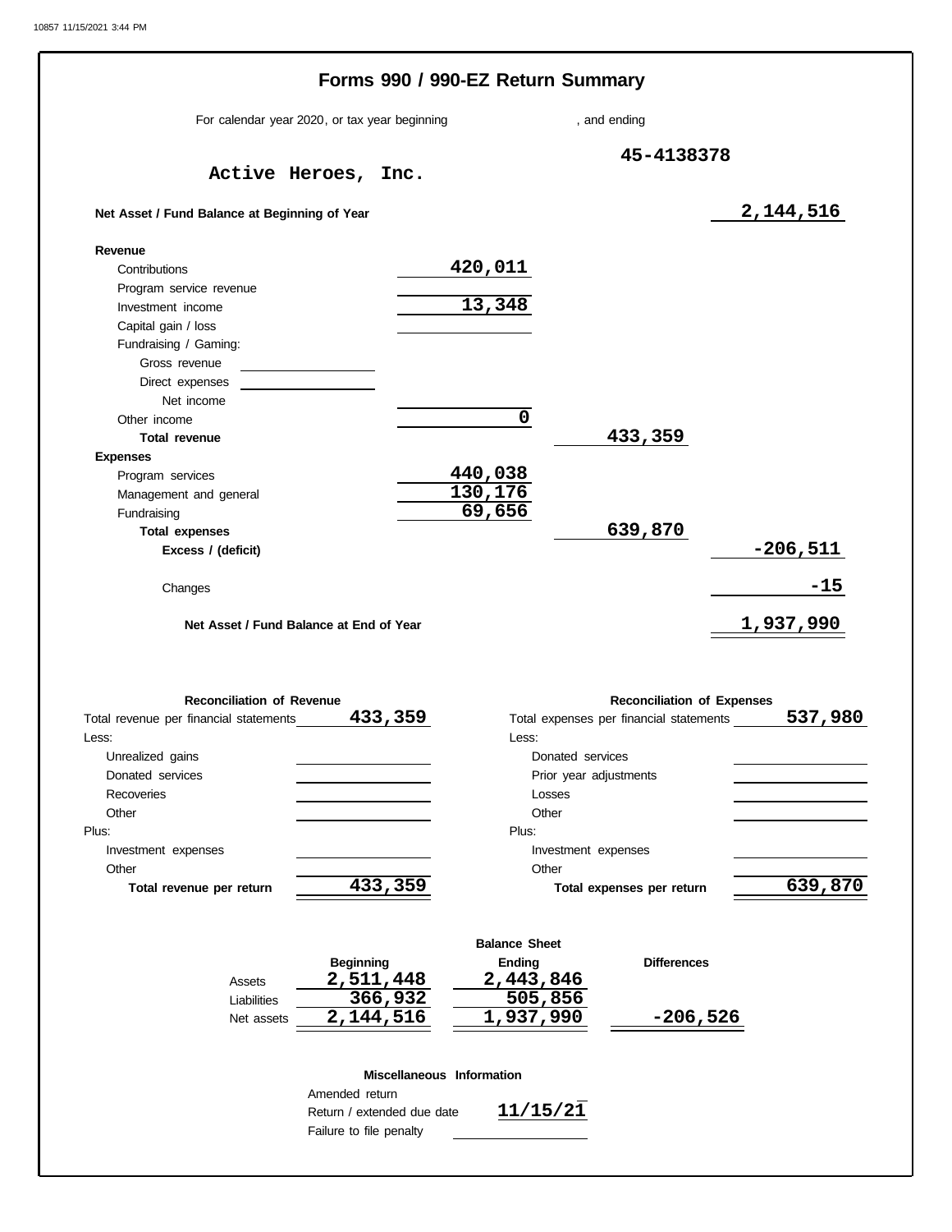# Forms 990 / 990-EZ Return Summary

For calendar year 2020, or tax year beginning , and ending

**Active Heroes, Inc.** 45-4138378

| | | | |
|---|---|---|---|
| **Net Asset / Fund Balance at Beginning of Year** | | | 2,144,516 |
| **Revenue** | | | |
| Contributions | 420,011 | | |
| Program service revenue | | | |
| Investment income | 13,348 | | |
| Capital gain / loss | | | |
| Fundraising / Gaming: | | | |
| Gross revenue | | | |
| Direct expenses | | | |
| Net income | | | |
| Other income | 0 | | |
| **Total revenue** | | 433,359 | |
| **Expenses** | | | |
| Program services | 440,038 | | |
| Management and general | 130,176 | | |
| Fundraising | 69,656 | | |
| **Total expenses** | | 639,870 | |
| **Excess / (deficit)** | | | -206,511 |
| Changes | | | -15 |
| **Net Asset / Fund Balance at End of Year** | | | 1,937,990 |

| **Reconciliation of Revenue** | | **Reconciliation of Expenses** | |
|---|---|---|---|
| Total revenue per financial statements | 433,359 | Total expenses per financial statements | 537,980 |
| Less: | | Less: | |
| Unrealized gains | | Donated services | |
| Donated services | | Prior year adjustments | |
| Recoveries | | Losses | |
| Other | | Other | |
| Plus: | | Plus: | |
| Investment expenses | | Investment expenses | |
| Other | | Other | |
| **Total revenue per return** | 433,359 | **Total expenses per return** | 639,870 |

**Balance Sheet**

| | **Beginning** | **Ending** | **Differences** |
|---|---|---|---|
| Assets | 2,511,448 | 2,443,846 | |
| Liabilities | 366,932 | 505,856 | |
| Net assets | 2,144,516 | 1,937,990 | -206,526 |

**Miscellaneous Information**

| | |
|---|---|
| Amended return | |
| Return / extended due date | 11/15/21 |
| Failure to file penalty | |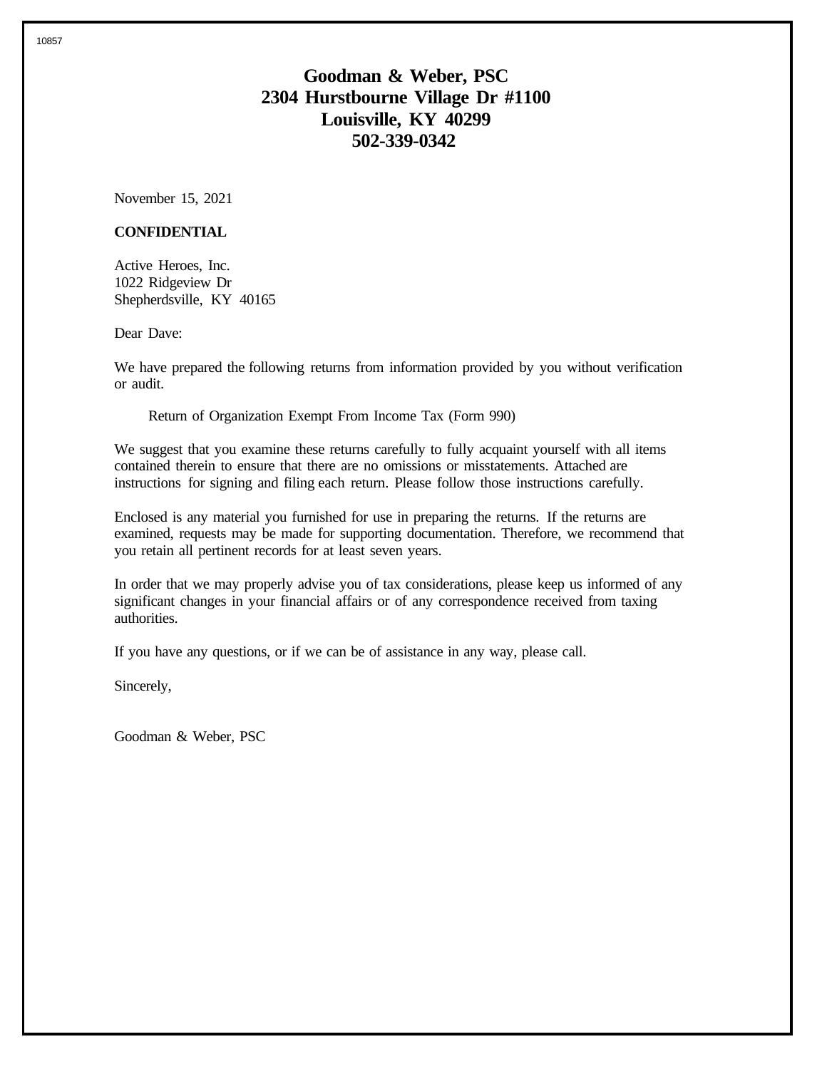# Goodman & Weber, PSC
# 2304 Hurstbourne Village Dr #1100
# Louisville, KY 40299
# 502-339-0342

November 15, 2021

**CONFIDENTIAL**

Active Heroes, Inc.
1022 Ridgeview Dr
Shepherdsville, KY 40165

Dear Dave:

We have prepared the following returns from information provided by you without verification or audit.

Return of Organization Exempt From Income Tax (Form 990)

We suggest that you examine these returns carefully to fully acquaint yourself with all items contained therein to ensure that there are no omissions or misstatements. Attached are instructions for signing and filing each return. Please follow those instructions carefully.

Enclosed is any material you furnished for use in preparing the returns. If the returns are examined, requests may be made for supporting documentation. Therefore, we recommend that you retain all pertinent records for at least seven years.

In order that we may properly advise you of tax considerations, please keep us informed of any significant changes in your financial affairs or of any correspondence received from taxing authorities.

If you have any questions, or if we can be of assistance in any way, please call.

Sincerely,

Goodman & Weber, PSC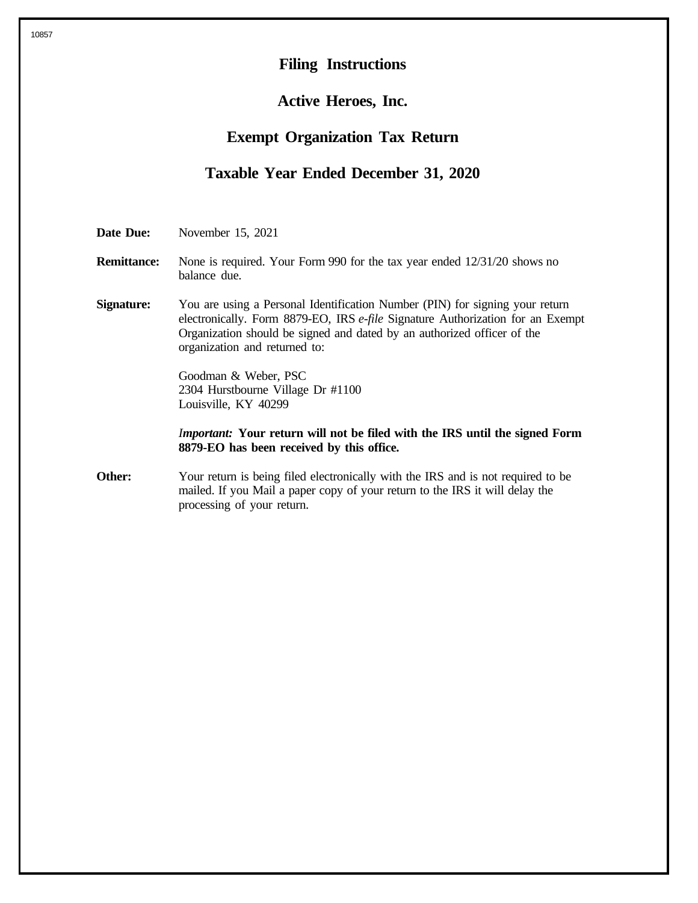# Filing Instructions

## Active Heroes, Inc.

## Exempt Organization Tax Return

## Taxable Year Ended December 31, 2020

**Date Due:** November 15, 2021

**Remittance:** None is required. Your Form 990 for the tax year ended 12/31/20 shows no balance due.

**Signature:** You are using a Personal Identification Number (PIN) for signing your return electronically. Form 8879-EO, IRS *e-file* Signature Authorization for an Exempt Organization should be signed and dated by an authorized officer of the organization and returned to:

Goodman & Weber, PSC
2304 Hurstbourne Village Dr #1100
Louisville, KY 40299

*Important:* **Your return will not be filed with the IRS until the signed Form 8879-EO has been received by this office.**

**Other:** Your return is being filed electronically with the IRS and is not required to be mailed. If you Mail a paper copy of your return to the IRS it will delay the processing of your return.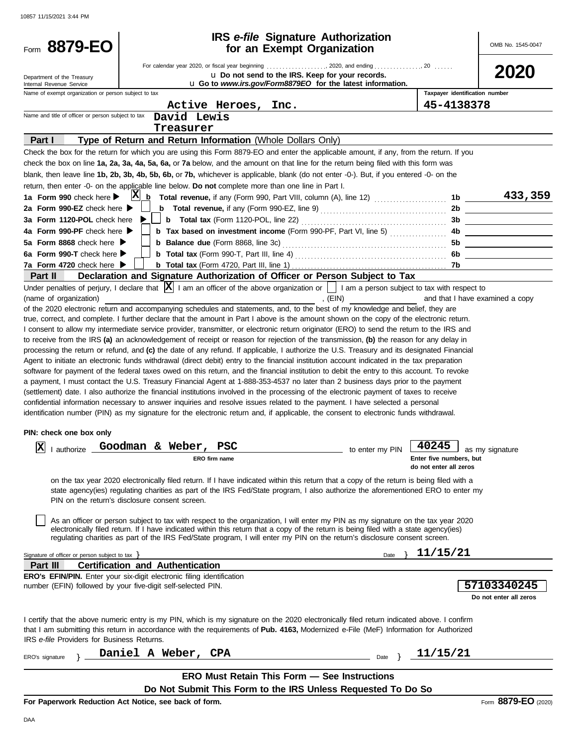10857 11/15/2021 3:44 PM

# Form 8879-EO

## IRS *e-file* Signature Authorization for an Exempt Organization

OMB No. 1545-0047

**2020**

Department of the Treasury
Internal Revenue Service

For calendar year 2020, or fiscal year beginning .................., 2020, and ending .............., 20 ......

u **Do not send to the IRS. Keep for your records.**

u **Go to *www.irs.gov/Form8879EO* for the latest information.**

Name of exempt organization or person subject to tax: **Active Heroes, Inc.**

Taxpayer identification number: **45-4138378**

Name and title of officer or person subject to tax: **David Lewis**
**Treasurer**

**Part I — Type of Return and Return Information** (Whole Dollars Only)

Check the box for the return for which you are using this Form 8879-EO and enter the applicable amount, if any, from the return. If you check the box on line **1a, 2a, 3a, 4a, 5a, 6a,** or **7a** below, and the amount on that line for the return being filed with this form was blank, then leave line **1b, 2b, 3b, 4b, 5b, 6b,** or **7b,** whichever is applicable, blank (do not enter -0-). But, if you entered -0- on the return, then enter -0- on the applicable line below. **Do not** complete more than one line in Part I.

| Line | Check | Description | Line | Amount |
|---|---|---|---|---|
| **1a Form 990** check here ▶ | X | **b Total revenue,** if any (Form 990, Part VIII, column (A), line 12) | 1b | 433,359 |
| **2a Form 990-EZ** check here ▶ | | **b Total revenue,** if any (Form 990-EZ, line 9) | 2b | |
| **3a Form 1120-POL** check here ▶ | | **b Total tax** (Form 1120-POL, line 22) | 3b | |
| **4a Form 990-PF** check here ▶ | | **b Tax based on investment income** (Form 990-PF, Part VI, line 5) | 4b | |
| **5a Form 8868** check here ▶ | | **b Balance due** (Form 8868, line 3c) | 5b | |
| **6a Form 990-T** check here ▶ | | **b Total tax** (Form 990-T, Part III, line 4) | 6b | |
| **7a Form 4720** check here ▶ | | **b Total tax** (Form 4720, Part III, line 1) | 7b | |

**Part II — Declaration and Signature Authorization of Officer or Person Subject to Tax**

Under penalties of perjury, I declare that [X] I am an officer of the above organization or [ ] I am a person subject to tax with respect to (name of organization) ____________________, (EIN) ____________ and that I have examined a copy of the 2020 electronic return and accompanying schedules and statements, and, to the best of my knowledge and belief, they are true, correct, and complete. I further declare that the amount in Part I above is the amount shown on the copy of the electronic return. I consent to allow my intermediate service provider, transmitter, or electronic return originator (ERO) to send the return to the IRS and to receive from the IRS **(a)** an acknowledgement of receipt or reason for rejection of the transmission, **(b)** the reason for any delay in processing the return or refund, and **(c)** the date of any refund. If applicable, I authorize the U.S. Treasury and its designated Financial Agent to initiate an electronic funds withdrawal (direct debit) entry to the financial institution account indicated in the tax preparation software for payment of the federal taxes owed on this return, and the financial institution to debit the entry to this account. To revoke a payment, I must contact the U.S. Treasury Financial Agent at 1-888-353-4537 no later than 2 business days prior to the payment (settlement) date. I also authorize the financial institutions involved in the processing of the electronic payment of taxes to receive confidential information necessary to answer inquiries and resolve issues related to the payment. I have selected a personal identification number (PIN) as my signature for the electronic return and, if applicable, the consent to electronic funds withdrawal.

**PIN: check one box only**

[X] I authorize **Goodman & Weber, PSC** (ERO firm name) to enter my PIN **40245** (Enter five numbers, but do not enter all zeros) as my signature on the tax year 2020 electronically filed return. If I have indicated within this return that a copy of the return is being filed with a state agency(ies) regulating charities as part of the IRS Fed/State program, I also authorize the aforementioned ERO to enter my PIN on the return's disclosure consent screen.

[ ] As an officer or person subject to tax with respect to the organization, I will enter my PIN as my signature on the tax year 2020 electronically filed return. If I have indicated within this return that a copy of the return is being filed with a state agency(ies) regulating charities as part of the IRS Fed/State program, I will enter my PIN on the return's disclosure consent screen.

Signature of officer or person subject to tax } ____________________ Date } **11/15/21**

**Part III — Certification and Authentication**

**ERO's EFIN/PIN.** Enter your six-digit electronic filing identification number (EFIN) followed by your five-digit self-selected PIN. **57103340245** (Do not enter all zeros)

I certify that the above numeric entry is my PIN, which is my signature on the 2020 electronically filed return indicated above. I confirm that I am submitting this return in accordance with the requirements of **Pub. 4163,** Modernized e-File (MeF) Information for Authorized IRS *e-file* Providers for Business Returns.

ERO's signature } **Daniel A Weber, CPA** Date } **11/15/21**

**ERO Must Retain This Form — See Instructions**

**Do Not Submit This Form to the IRS Unless Requested To Do So**

**For Paperwork Reduction Act Notice, see back of form.** Form **8879-EO** (2020)

DAA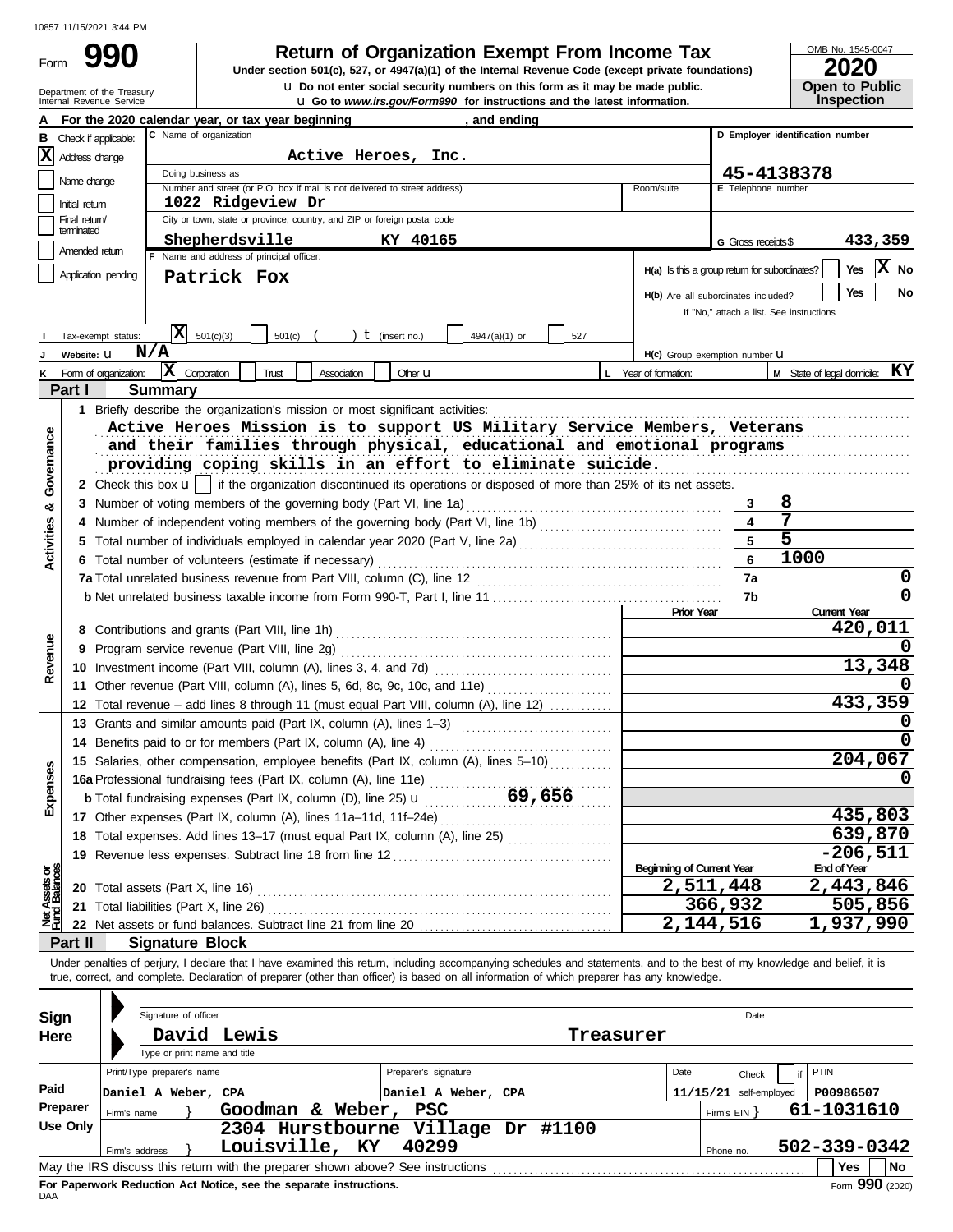10857 11/15/2021 3:44 PM

# Form 990 — Return of Organization Exempt From Income Tax

**Under section 501(c), 527, or 4947(a)(1) of the Internal Revenue Code (except private foundations)**

u Do not enter social security numbers on this form as it may be made public.

u Go to *www.irs.gov/Form990* for instructions and the latest information.

Department of the Treasury
Internal Revenue Service

OMB No. 1545-0047

**2020**

**Open to Public Inspection**

**A** For the 2020 calendar year, or tax year beginning , and ending

**B** Check if applicable:
- [X] Address change
- [ ] Name change
- [ ] Initial return
- [ ] Final return/terminated
- [ ] Amended return
- [ ] Application pending

**C** Name of organization: Active Heroes, Inc.

Doing business as

Number and street (or P.O. box if mail is not delivered to street address): 1022 Ridgeview Dr — Room/suite

City or town, state or province, country, and ZIP or foreign postal code: Shepherdsville KY 40165

**D** Employer identification number: 45-4138378

**E** Telephone number

**G** Gross receipts $ 433,359

**F** Name and address of principal officer: Patrick Fox

H(a) Is this a group return for subordinates? [ ] Yes [X] No

H(b) Are all subordinates included? [ ] Yes [ ] No
If "No," attach a list. See instructions

**I** Tax-exempt status: [X] 501(c)(3) [ ] 501(c) ( ) t (insert no.) [ ] 4947(a)(1) or [ ] 527

**J** Website: u N/A

H(c) Group exemption number u

**K** Form of organization: [X] Corporation [ ] Trust [ ] Association [ ] Other u

**L** Year of formation:

**M** State of legal domicile: KY

## Part I — Summary

### Activities & Governance

1 Briefly describe the organization's mission or most significant activities:
Active Heroes Mission is to support US Military Service Members, Veterans and their families through physical, educational and emotional programs providing coping skills in an effort to eliminate suicide.

2 Check this box u [ ] if the organization discontinued its operations or disposed of more than 25% of its net assets.

| Line | Description | No. | Value |
|---|---|---|---|
| 3 | Number of voting members of the governing body (Part VI, line 1a) | 3 | 8 |
| 4 | Number of independent voting members of the governing body (Part VI, line 1b) | 4 | 7 |
| 5 | Total number of individuals employed in calendar year 2020 (Part V, line 2a) | 5 | 5 |
| 6 | Total number of volunteers (estimate if necessary) | 6 | 1000 |
| 7a | Total unrelated business revenue from Part VIII, column (C), line 12 | 7a | 0 |
| 7b | Net unrelated business taxable income from Form 990-T, Part I, line 11 | 7b | 0 |

### Revenue / Expenses / Net Assets

| Line | Description | Prior Year | Current Year |
|---|---|---|---|
| 8 | Contributions and grants (Part VIII, line 1h) | | 420,011 |
| 9 | Program service revenue (Part VIII, line 2g) | | 0 |
| 10 | Investment income (Part VIII, column (A), lines 3, 4, and 7d) | | 13,348 |
| 11 | Other revenue (Part VIII, column (A), lines 5, 6d, 8c, 9c, 10c, and 11e) | | 0 |
| 12 | Total revenue – add lines 8 through 11 (must equal Part VIII, column (A), line 12) | | 433,359 |
| 13 | Grants and similar amounts paid (Part IX, column (A), lines 1–3) | | 0 |
| 14 | Benefits paid to or for members (Part IX, column (A), line 4) | | 0 |
| 15 | Salaries, other compensation, employee benefits (Part IX, column (A), lines 5–10) | | 204,067 |
| 16a | Professional fundraising fees (Part IX, column (A), line 11e) | | 0 |
| b | Total fundraising expenses (Part IX, column (D), line 25) u 69,656 | | |
| 17 | Other expenses (Part IX, column (A), lines 11a–11d, 11f–24e) | | 435,803 |
| 18 | Total expenses. Add lines 13–17 (must equal Part IX, column (A), line 25) | | 639,870 |
| 19 | Revenue less expenses. Subtract line 18 from line 12 | | -206,511 |

| Line | Description | Beginning of Current Year | End of Year |
|---|---|---|---|
| 20 | Total assets (Part X, line 16) | 2,511,448 | 2,443,846 |
| 21 | Total liabilities (Part X, line 26) | 366,932 | 505,856 |
| 22 | Net assets or fund balances. Subtract line 21 from line 20 | 2,144,516 | 1,937,990 |

## Part II — Signature Block

Under penalties of perjury, I declare that I have examined this return, including accompanying schedules and statements, and to the best of my knowledge and belief, it is true, correct, and complete. Declaration of preparer (other than officer) is based on all information of which preparer has any knowledge.

**Sign Here**

Signature of officer — Date

David Lewis — Treasurer

Type or print name and title

**Paid Preparer Use Only**

| Print/Type preparer's name | Preparer's signature | Date | Check [ ] if self-employed | PTIN |
|---|---|---|---|---|
| Daniel A Weber, CPA | Daniel A Weber, CPA | 11/15/21 | | P00986507 |

Firm's name } Goodman & Weber, PSC — Firm's EIN } 61-1031610

Firm's address } 2304 Hurstbourne Village Dr #1100, Louisville, KY 40299 — Phone no. 502-339-0342

May the IRS discuss this return with the preparer shown above? See instructions [ ] Yes [ ] No

**For Paperwork Reduction Act Notice, see the separate instructions.**

DAA

Form **990** (2020)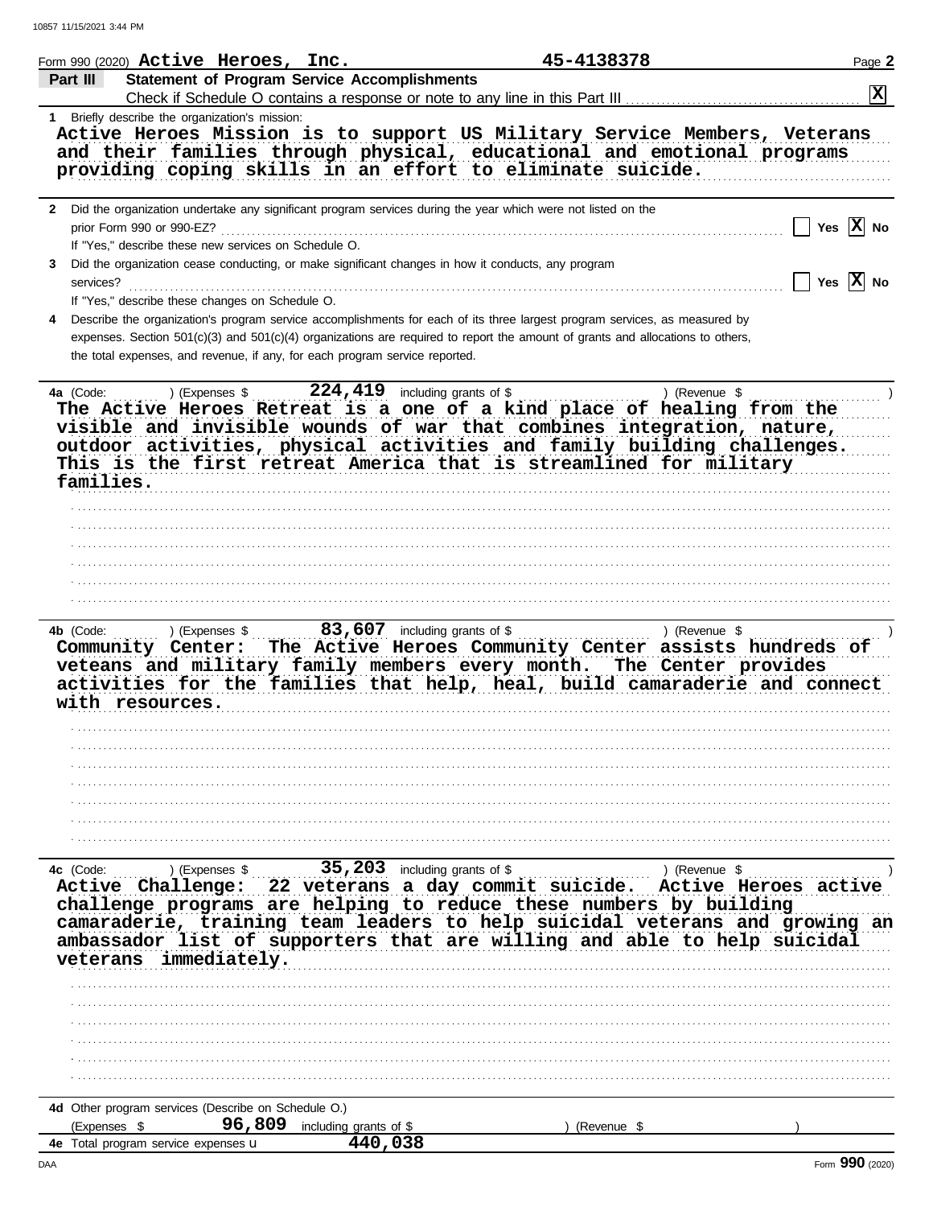Form 990 (2020) **Active Heroes, Inc.** **45-4138378** Page **2**

## Part III Statement of Program Service Accomplishments

Check if Schedule O contains a response or note to any line in this Part III . . . . . . [X]

**1** Briefly describe the organization's mission:

**Active Heroes Mission is to support US Military Service Members, Veterans and their families through physical, educational and emotional programs providing coping skills in an effort to eliminate suicide.**

**2** Did the organization undertake any significant program services during the year which were not listed on the prior Form 990 or 990-EZ? . . . . . . [ ] Yes [X] No

If "Yes," describe these new services on Schedule O.

**3** Did the organization cease conducting, or make significant changes in how it conducts, any program services? . . . . . . [ ] Yes [X] No

If "Yes," describe these changes on Schedule O.

**4** Describe the organization's program service accomplishments for each of its three largest program services, as measured by expenses. Section 501(c)(3) and 501(c)(4) organizations are required to report the amount of grants and allocations to others, the total expenses, and revenue, if any, for each program service reported.

**4a** (Code: ) (Expenses $ **224,419** including grants of $ ) (Revenue $ )

**The Active Heroes Retreat is a one of a kind place of healing from the visible and invisible wounds of war that combines integration, nature, outdoor activities, physical activities and family building challenges. This is the first retreat America that is streamlined for military families.**

**4b** (Code: ) (Expenses $ **83,607** including grants of $ ) (Revenue $ )

**Community Center: The Active Heroes Community Center assists hundreds of veteans and military family members every month. The Center provides activities for the families that help, heal, build camaraderie and connect with resources.**

**4c** (Code: ) (Expenses $ **35,203** including grants of $ ) (Revenue $ )

**Active Challenge: 22 veterans a day commit suicide. Active Heroes active challenge programs are helping to reduce these numbers by building camaraderie, training team leaders to help suicidal veterans and growing an ambassador list of supporters that are willing and able to help suicidal veterans immediately.**

**4d** Other program services (Describe on Schedule O.)

(Expenses $ **96,809** including grants of $ ) (Revenue $ )

**4e** Total program service expenses **440,038**

Form **990** (2020)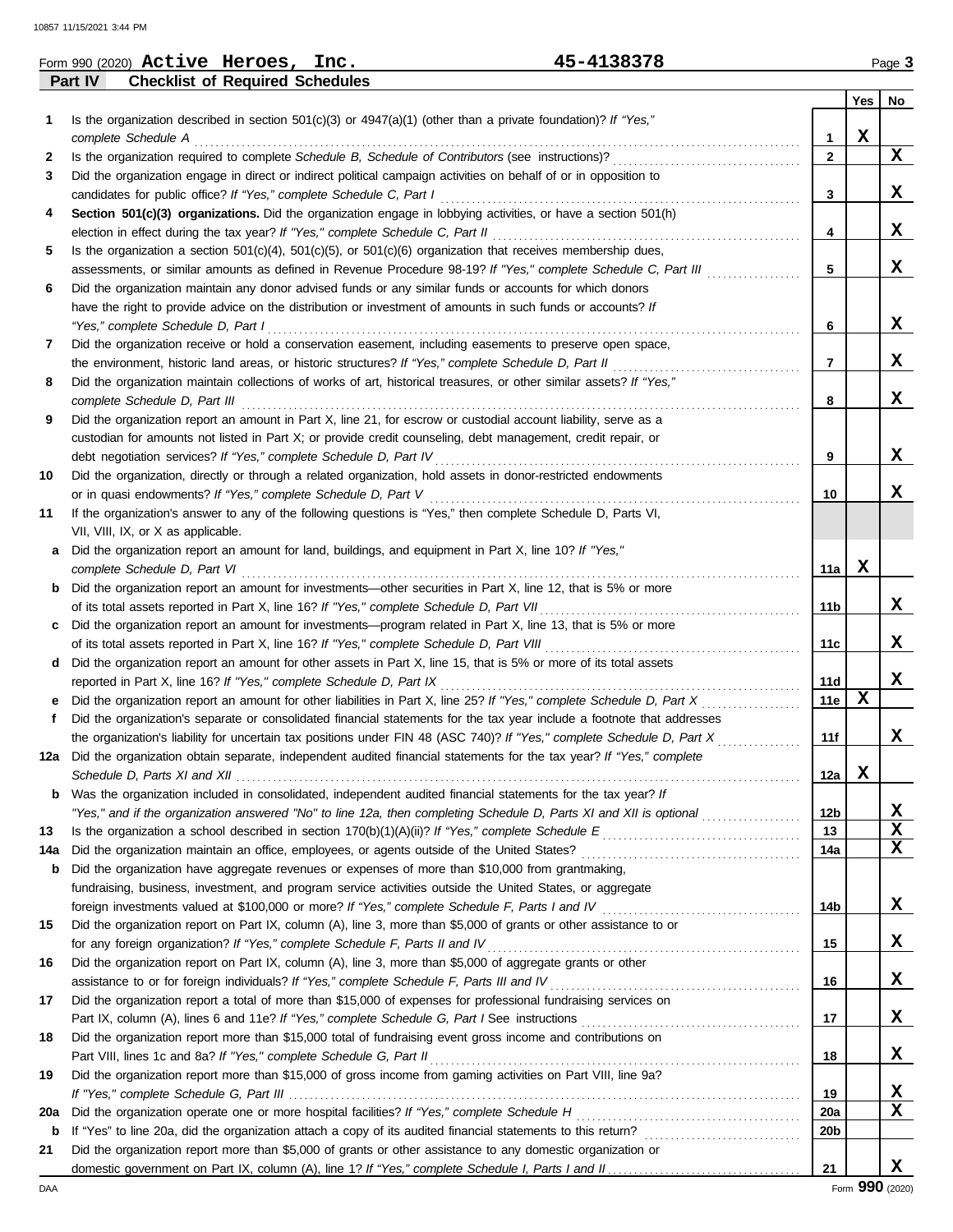Form 990 (2020) **Active Heroes, Inc.** **45-4138378** Page **3**

**Part IV Checklist of Required Schedules**

| | | | Yes | No |
|---|---|---|---|---|
| **1** | Is the organization described in section 501(c)(3) or 4947(a)(1) (other than a private foundation)? *If "Yes," complete Schedule A* | **1** | X | |
| **2** | Is the organization required to complete *Schedule B, Schedule of Contributors* (see instructions)? | **2** | | X |
| **3** | Did the organization engage in direct or indirect political campaign activities on behalf of or in opposition to candidates for public office? *If "Yes," complete Schedule C, Part I* | **3** | | X |
| **4** | **Section 501(c)(3) organizations.** Did the organization engage in lobbying activities, or have a section 501(h) election in effect during the tax year? *If "Yes," complete Schedule C, Part II* | **4** | | X |
| **5** | Is the organization a section 501(c)(4), 501(c)(5), or 501(c)(6) organization that receives membership dues, assessments, or similar amounts as defined in Revenue Procedure 98-19? *If "Yes," complete Schedule C, Part III* | **5** | | X |
| **6** | Did the organization maintain any donor advised funds or any similar funds or accounts for which donors have the right to provide advice on the distribution or investment of amounts in such funds or accounts? *If "Yes," complete Schedule D, Part I* | **6** | | X |
| **7** | Did the organization receive or hold a conservation easement, including easements to preserve open space, the environment, historic land areas, or historic structures? *If "Yes," complete Schedule D, Part II* | **7** | | X |
| **8** | Did the organization maintain collections of works of art, historical treasures, or other similar assets? *If "Yes," complete Schedule D, Part III* | **8** | | X |
| **9** | Did the organization report an amount in Part X, line 21, for escrow or custodial account liability, serve as a custodian for amounts not listed in Part X; or provide credit counseling, debt management, credit repair, or debt negotiation services? *If "Yes," complete Schedule D, Part IV* | **9** | | X |
| **10** | Did the organization, directly or through a related organization, hold assets in donor-restricted endowments or in quasi endowments? *If "Yes," complete Schedule D, Part V* | **10** | | X |
| **11** | If the organization's answer to any of the following questions is "Yes," then complete Schedule D, Parts VI, VII, VIII, IX, or X as applicable. | | | |
| **a** | Did the organization report an amount for land, buildings, and equipment in Part X, line 10? *If "Yes," complete Schedule D, Part VI* | **11a** | X | |
| **b** | Did the organization report an amount for investments—other securities in Part X, line 12, that is 5% or more of its total assets reported in Part X, line 16? *If "Yes," complete Schedule D, Part VII* | **11b** | | X |
| **c** | Did the organization report an amount for investments—program related in Part X, line 13, that is 5% or more of its total assets reported in Part X, line 16? *If "Yes," complete Schedule D, Part VIII* | **11c** | | X |
| **d** | Did the organization report an amount for other assets in Part X, line 15, that is 5% or more of its total assets reported in Part X, line 16? *If "Yes," complete Schedule D, Part IX* | **11d** | | X |
| **e** | Did the organization report an amount for other liabilities in Part X, line 25? *If "Yes," complete Schedule D, Part X* | **11e** | X | |
| **f** | Did the organization's separate or consolidated financial statements for the tax year include a footnote that addresses the organization's liability for uncertain tax positions under FIN 48 (ASC 740)? *If "Yes," complete Schedule D, Part X* | **11f** | | X |
| **12a** | Did the organization obtain separate, independent audited financial statements for the tax year? *If "Yes," complete Schedule D, Parts XI and XII* | **12a** | X | |
| **b** | Was the organization included in consolidated, independent audited financial statements for the tax year? *If "Yes," and if the organization answered "No" to line 12a, then completing Schedule D, Parts XI and XII is optional* | **12b** | | X |
| **13** | Is the organization a school described in section 170(b)(1)(A)(ii)? *If "Yes," complete Schedule E* | **13** | | X |
| **14a** | Did the organization maintain an office, employees, or agents outside of the United States? | **14a** | | X |
| **b** | Did the organization have aggregate revenues or expenses of more than $10,000 from grantmaking, fundraising, business, investment, and program service activities outside the United States, or aggregate foreign investments valued at $100,000 or more? *If "Yes," complete Schedule F, Parts I and IV* | **14b** | | X |
| **15** | Did the organization report on Part IX, column (A), line 3, more than $5,000 of grants or other assistance to or for any foreign organization? *If "Yes," complete Schedule F, Parts II and IV* | **15** | | X |
| **16** | Did the organization report on Part IX, column (A), line 3, more than $5,000 of aggregate grants or other assistance to or for foreign individuals? *If "Yes," complete Schedule F, Parts III and IV* | **16** | | X |
| **17** | Did the organization report a total of more than $15,000 of expenses for professional fundraising services on Part IX, column (A), lines 6 and 11e? *If "Yes," complete Schedule G, Part I* See instructions | **17** | | X |
| **18** | Did the organization report more than $15,000 total of fundraising event gross income and contributions on Part VIII, lines 1c and 8a? *If "Yes," complete Schedule G, Part II* | **18** | | X |
| **19** | Did the organization report more than $15,000 of gross income from gaming activities on Part VIII, line 9a? *If "Yes," complete Schedule G, Part III* | **19** | | X |
| **20a** | Did the organization operate one or more hospital facilities? *If "Yes," complete Schedule H* | **20a** | | X |
| **b** | If "Yes" to line 20a, did the organization attach a copy of its audited financial statements to this return? | **20b** | | |
| **21** | Did the organization report more than $5,000 of grants or other assistance to any domestic organization or domestic government on Part IX, column (A), line 1? *If "Yes," complete Schedule I, Parts I and II* | **21** | | X |

Form **990** (2020)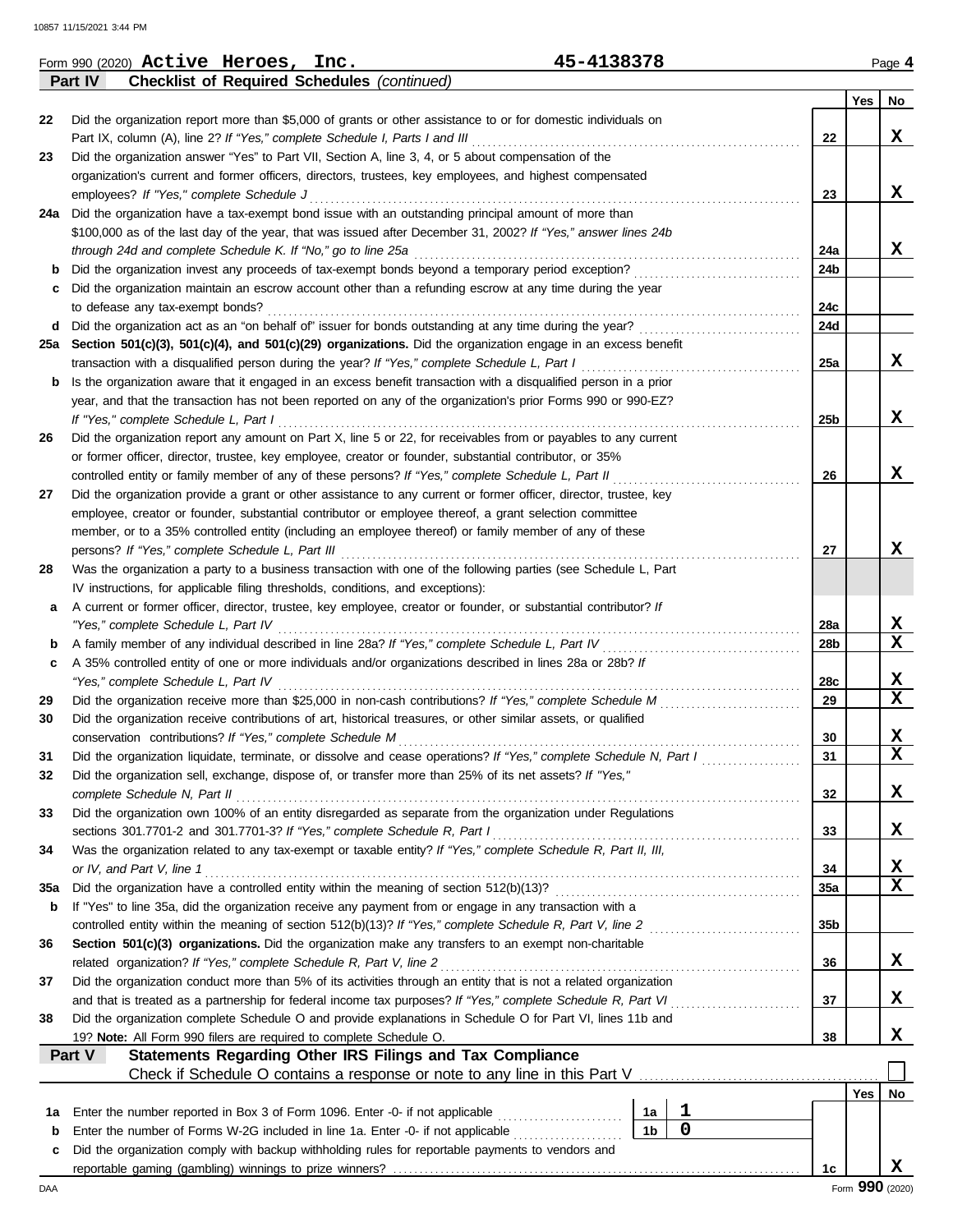Form 990 (2020) **Active Heroes, Inc.** **45-4138378** Page **4**

**Part IV** **Checklist of Required Schedules** *(continued)*

| | | | Yes | No |
|---|---|---|---|---|
| **22** | Did the organization report more than $5,000 of grants or other assistance to or for domestic individuals on Part IX, column (A), line 2? *If "Yes," complete Schedule I, Parts I and III* | **22** | | X |
| **23** | Did the organization answer "Yes" to Part VII, Section A, line 3, 4, or 5 about compensation of the organization's current and former officers, directors, trustees, key employees, and highest compensated employees? *If "Yes," complete Schedule J* | **23** | | X |
| **24a** | Did the organization have a tax-exempt bond issue with an outstanding principal amount of more than $100,000 as of the last day of the year, that was issued after December 31, 2002? *If "Yes," answer lines 24b through 24d and complete Schedule K. If "No," go to line 25a* | **24a** | | X |
| **b** | Did the organization invest any proceeds of tax-exempt bonds beyond a temporary period exception? | **24b** | | |
| **c** | Did the organization maintain an escrow account other than a refunding escrow at any time during the year to defease any tax-exempt bonds? | **24c** | | |
| **d** | Did the organization act as an "on behalf of" issuer for bonds outstanding at any time during the year? | **24d** | | |
| **25a** | **Section 501(c)(3), 501(c)(4), and 501(c)(29) organizations.** Did the organization engage in an excess benefit transaction with a disqualified person during the year? *If "Yes," complete Schedule L, Part I* | **25a** | | X |
| **b** | Is the organization aware that it engaged in an excess benefit transaction with a disqualified person in a prior year, and that the transaction has not been reported on any of the organization's prior Forms 990 or 990-EZ? *If "Yes," complete Schedule L, Part I* | **25b** | | X |
| **26** | Did the organization report any amount on Part X, line 5 or 22, for receivables from or payables to any current or former officer, director, trustee, key employee, creator or founder, substantial contributor, or 35% controlled entity or family member of any of these persons? *If "Yes," complete Schedule L, Part II* | **26** | | X |
| **27** | Did the organization provide a grant or other assistance to any current or former officer, director, trustee, key employee, creator or founder, substantial contributor or employee thereof, a grant selection committee member, or to a 35% controlled entity (including an employee thereof) or family member of any of these persons? *If "Yes," complete Schedule L, Part III* | **27** | | X |
| **28** | Was the organization a party to a business transaction with one of the following parties (see Schedule L, Part IV instructions, for applicable filing thresholds, conditions, and exceptions): | | | |
| **a** | A current or former officer, director, trustee, key employee, creator or founder, or substantial contributor? *If "Yes," complete Schedule L, Part IV* | **28a** | | X |
| **b** | A family member of any individual described in line 28a? *If "Yes," complete Schedule L, Part IV* | **28b** | | X |
| **c** | A 35% controlled entity of one or more individuals and/or organizations described in lines 28a or 28b? *If "Yes," complete Schedule L, Part IV* | **28c** | | X |
| **29** | Did the organization receive more than $25,000 in non-cash contributions? *If "Yes," complete Schedule M* | **29** | | X |
| **30** | Did the organization receive contributions of art, historical treasures, or other similar assets, or qualified conservation contributions? *If "Yes," complete Schedule M* | **30** | | X |
| **31** | Did the organization liquidate, terminate, or dissolve and cease operations? *If "Yes," complete Schedule N, Part I* | **31** | | X |
| **32** | Did the organization sell, exchange, dispose of, or transfer more than 25% of its net assets? *If "Yes," complete Schedule N, Part II* | **32** | | X |
| **33** | Did the organization own 100% of an entity disregarded as separate from the organization under Regulations sections 301.7701-2 and 301.7701-3? *If "Yes," complete Schedule R, Part I* | **33** | | X |
| **34** | Was the organization related to any tax-exempt or taxable entity? *If "Yes," complete Schedule R, Part II, III, or IV, and Part V, line 1* | **34** | | X |
| **35a** | Did the organization have a controlled entity within the meaning of section 512(b)(13)? | **35a** | | X |
| **b** | If "Yes" to line 35a, did the organization receive any payment from or engage in any transaction with a controlled entity within the meaning of section 512(b)(13)? *If "Yes," complete Schedule R, Part V, line 2* | **35b** | | |
| **36** | **Section 501(c)(3) organizations.** Did the organization make any transfers to an exempt non-charitable related organization? *If "Yes," complete Schedule R, Part V, line 2* | **36** | | X |
| **37** | Did the organization conduct more than 5% of its activities through an entity that is not a related organization and that is treated as a partnership for federal income tax purposes? *If "Yes," complete Schedule R, Part VI* | **37** | | X |
| **38** | Did the organization complete Schedule O and provide explanations in Schedule O for Part VI, lines 11b and 19? **Note:** All Form 990 filers are required to complete Schedule O. | **38** | | X |

**Part V** **Statements Regarding Other IRS Filings and Tax Compliance**

Check if Schedule O contains a response or note to any line in this Part V ☐

| | | | | | Yes | No |
|---|---|---|---|---|---|---|
| **1a** | Enter the number reported in Box 3 of Form 1096. Enter -0- if not applicable | 1a | 1 | | | |
| **b** | Enter the number of Forms W-2G included in line 1a. Enter -0- if not applicable | 1b | 0 | | | |
| **c** | Did the organization comply with backup withholding rules for reportable payments to vendors and reportable gaming (gambling) winnings to prize winners? | | | **1c** | | X |

Form **990** (2020)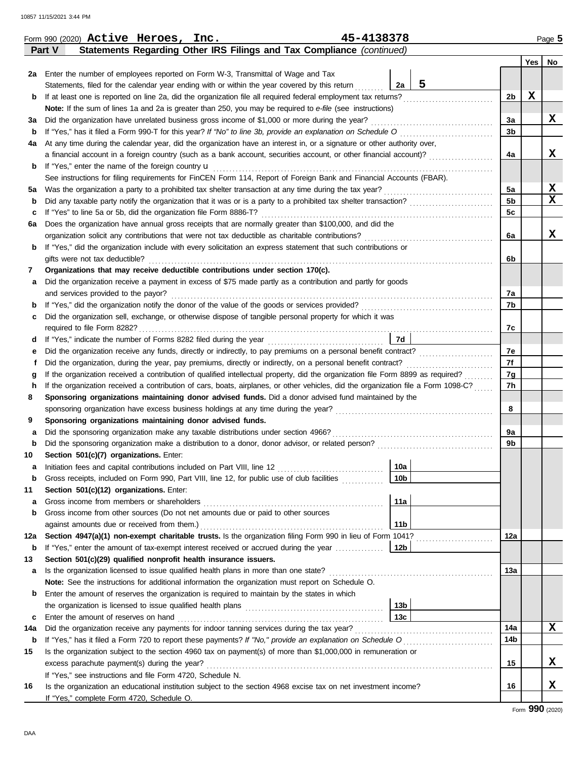Form 990 (2020) **Active Heroes, Inc.** **45-4138378**

## Part V Statements Regarding Other IRS Filings and Tax Compliance *(continued)*

| | | | | Line | Yes | No |
|---|---|---|---|---|---|---|
| **2a** | Enter the number of employees reported on Form W-3, Transmittal of Wage and Tax Statements, filed for the calendar year ending with or within the year covered by this return | 2a | 5 | | | |
| **b** | If at least one is reported on line 2a, did the organization file all required federal employment tax returns? | | | 2b | X | |
| | **Note:** If the sum of lines 1a and 2a is greater than 250, you may be required to *e-file* (see instructions) | | | | | |
| **3a** | Did the organization have unrelated business gross income of $1,000 or more during the year? | | | 3a | | X |
| **b** | If "Yes," has it filed a Form 990-T for this year? *If "No" to line 3b, provide an explanation on Schedule O* | | | 3b | | |
| **4a** | At any time during the calendar year, did the organization have an interest in, or a signature or other authority over, a financial account in a foreign country (such as a bank account, securities account, or other financial account)? | | | 4a | | X |
| **b** | If "Yes," enter the name of the foreign country u | | | | | |
| | See instructions for filing requirements for FinCEN Form 114, Report of Foreign Bank and Financial Accounts (FBAR). | | | | | |
| **5a** | Was the organization a party to a prohibited tax shelter transaction at any time during the tax year? | | | 5a | | X |
| **b** | Did any taxable party notify the organization that it was or is a party to a prohibited tax shelter transaction? | | | 5b | | X |
| **c** | If "Yes" to line 5a or 5b, did the organization file Form 8886-T? | | | 5c | | |
| **6a** | Does the organization have annual gross receipts that are normally greater than $100,000, and did the organization solicit any contributions that were not tax deductible as charitable contributions? | | | 6a | | X |
| **b** | If "Yes," did the organization include with every solicitation an express statement that such contributions or gifts were not tax deductible? | | | 6b | | |
| **7** | **Organizations that may receive deductible contributions under section 170(c).** | | | | | |
| **a** | Did the organization receive a payment in excess of $75 made partly as a contribution and partly for goods and services provided to the payor? | | | 7a | | |
| **b** | If "Yes," did the organization notify the donor of the value of the goods or services provided? | | | 7b | | |
| **c** | Did the organization sell, exchange, or otherwise dispose of tangible personal property for which it was required to file Form 8282? | | | 7c | | |
| **d** | If "Yes," indicate the number of Forms 8282 filed during the year | 7d | | | | |
| **e** | Did the organization receive any funds, directly or indirectly, to pay premiums on a personal benefit contract? | | | 7e | | |
| **f** | Did the organization, during the year, pay premiums, directly or indirectly, on a personal benefit contract? | | | 7f | | |
| **g** | If the organization received a contribution of qualified intellectual property, did the organization file Form 8899 as required? | | | 7g | | |
| **h** | If the organization received a contribution of cars, boats, airplanes, or other vehicles, did the organization file a Form 1098-C? | | | 7h | | |
| **8** | **Sponsoring organizations maintaining donor advised funds.** Did a donor advised fund maintained by the sponsoring organization have excess business holdings at any time during the year? | | | 8 | | |
| **9** | **Sponsoring organizations maintaining donor advised funds.** | | | | | |
| **a** | Did the sponsoring organization make any taxable distributions under section 4966? | | | 9a | | |
| **b** | Did the sponsoring organization make a distribution to a donor, donor advisor, or related person? | | | 9b | | |
| **10** | **Section 501(c)(7) organizations.** Enter: | | | | | |
| **a** | Initiation fees and capital contributions included on Part VIII, line 12 | 10a | | | | |
| **b** | Gross receipts, included on Form 990, Part VIII, line 12, for public use of club facilities | 10b | | | | |
| **11** | **Section 501(c)(12) organizations.** Enter: | | | | | |
| **a** | Gross income from members or shareholders | 11a | | | | |
| **b** | Gross income from other sources (Do not net amounts due or paid to other sources against amounts due or received from them.) | 11b | | | | |
| **12a** | **Section 4947(a)(1) non-exempt charitable trusts.** Is the organization filing Form 990 in lieu of Form 1041? | | | 12a | | |
| **b** | If "Yes," enter the amount of tax-exempt interest received or accrued during the year | 12b | | | | |
| **13** | **Section 501(c)(29) qualified nonprofit health insurance issuers.** | | | | | |
| **a** | Is the organization licensed to issue qualified health plans in more than one state? | | | 13a | | |
| | **Note:** See the instructions for additional information the organization must report on Schedule O. | | | | | |
| **b** | Enter the amount of reserves the organization is required to maintain by the states in which the organization is licensed to issue qualified health plans | 13b | | | | |
| **c** | Enter the amount of reserves on hand | 13c | | | | |
| **14a** | Did the organization receive any payments for indoor tanning services during the tax year? | | | 14a | | X |
| **b** | If "Yes," has it filed a Form 720 to report these payments? *If "No," provide an explanation on Schedule O* | | | 14b | | |
| **15** | Is the organization subject to the section 4960 tax on payment(s) of more than $1,000,000 in remuneration or excess parachute payment(s) during the year? | | | 15 | | X |
| | If "Yes," see instructions and file Form 4720, Schedule N. | | | | | |
| **16** | Is the organization an educational institution subject to the section 4968 excise tax on net investment income? | | | 16 | | X |
| | If "Yes," complete Form 4720, Schedule O. | | | | | |

Form **990** (2020)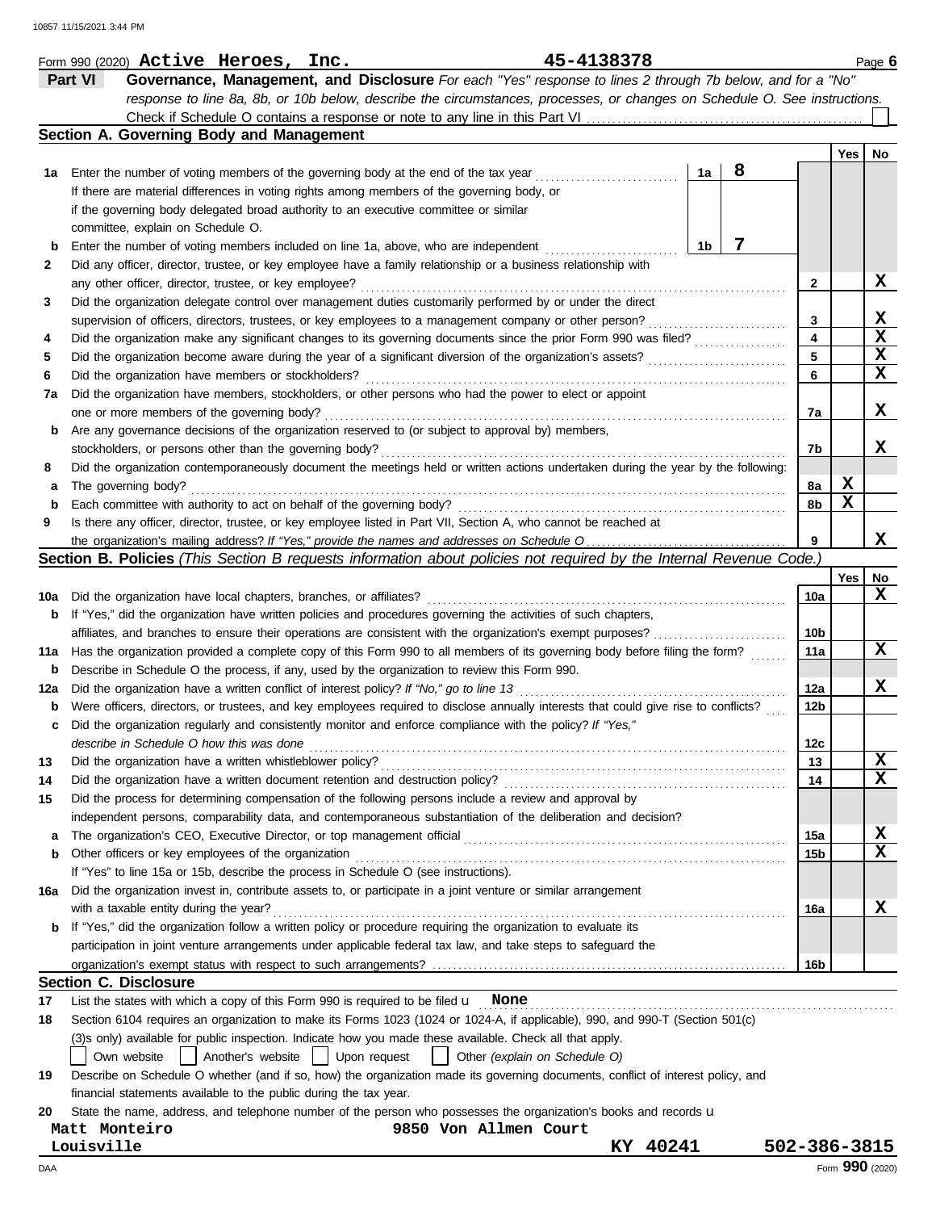Form 990 (2020) **Active Heroes, Inc.** **45-4138378** Page **6**

## Part VI Governance, Management, and Disclosure

*For each "Yes" response to lines 2 through 7b below, and for a "No" response to line 8a, 8b, or 10b below, describe the circumstances, processes, or changes on Schedule O. See instructions.*

Check if Schedule O contains a response or note to any line in this Part VI ☐

### Section A. Governing Body and Management

| | | | | Yes | No |
|---|---|---|---|---|---|
| **1a** | Enter the number of voting members of the governing body at the end of the tax year | 1a | 8 | | |
| | If there are material differences in voting rights among members of the governing body, or if the governing body delegated broad authority to an executive committee or similar committee, explain on Schedule O. | | | | |
| **b** | Enter the number of voting members included on line 1a, above, who are independent | 1b | 7 | | |
| **2** | Did any officer, director, trustee, or key employee have a family relationship or a business relationship with any other officer, director, trustee, or key employee? | 2 | | | X |
| **3** | Did the organization delegate control over management duties customarily performed by or under the direct supervision of officers, directors, trustees, or key employees to a management company or other person? | 3 | | | X |
| **4** | Did the organization make any significant changes to its governing documents since the prior Form 990 was filed? | 4 | | | X |
| **5** | Did the organization become aware during the year of a significant diversion of the organization's assets? | 5 | | | X |
| **6** | Did the organization have members or stockholders? | 6 | | | X |
| **7a** | Did the organization have members, stockholders, or other persons who had the power to elect or appoint one or more members of the governing body? | 7a | | | X |
| **b** | Are any governance decisions of the organization reserved to (or subject to approval by) members, stockholders, or persons other than the governing body? | 7b | | | X |
| **8** | Did the organization contemporaneously document the meetings held or written actions undertaken during the year by the following: | | | | |
| **a** | The governing body? | 8a | | X | |
| **b** | Each committee with authority to act on behalf of the governing body? | 8b | | X | |
| **9** | Is there any officer, director, trustee, or key employee listed in Part VII, Section A, who cannot be reached at the organization's mailing address? *If "Yes," provide the names and addresses on Schedule O* | 9 | | | X |

### Section B. Policies *(This Section B requests information about policies not required by the Internal Revenue Code.)*

| | | | Yes | No |
|---|---|---|---|---|
| **10a** | Did the organization have local chapters, branches, or affiliates? | 10a | | X |
| **b** | If "Yes," did the organization have written policies and procedures governing the activities of such chapters, affiliates, and branches to ensure their operations are consistent with the organization's exempt purposes? | 10b | | |
| **11a** | Has the organization provided a complete copy of this Form 990 to all members of its governing body before filing the form? | 11a | | X |
| **b** | Describe in Schedule O the process, if any, used by the organization to review this Form 990. | | | |
| **12a** | Did the organization have a written conflict of interest policy? *If "No," go to line 13* | 12a | | X |
| **b** | Were officers, directors, or trustees, and key employees required to disclose annually interests that could give rise to conflicts? | 12b | | |
| **c** | Did the organization regularly and consistently monitor and enforce compliance with the policy? *If "Yes," describe in Schedule O how this was done* | 12c | | |
| **13** | Did the organization have a written whistleblower policy? | 13 | | X |
| **14** | Did the organization have a written document retention and destruction policy? | 14 | | X |
| **15** | Did the process for determining compensation of the following persons include a review and approval by independent persons, comparability data, and contemporaneous substantiation of the deliberation and decision? | | | |
| **a** | The organization's CEO, Executive Director, or top management official | 15a | | X |
| **b** | Other officers or key employees of the organization | 15b | | X |
| | If "Yes" to line 15a or 15b, describe the process in Schedule O (see instructions). | | | |
| **16a** | Did the organization invest in, contribute assets to, or participate in a joint venture or similar arrangement with a taxable entity during the year? | 16a | | X |
| **b** | If "Yes," did the organization follow a written policy or procedure requiring the organization to evaluate its participation in joint venture arrangements under applicable federal tax law, and take steps to safeguard the organization's exempt status with respect to such arrangements? | 16b | | |

### Section C. Disclosure

**17** List the states with which a copy of this Form 990 is required to be filed u **None**

**18** Section 6104 requires an organization to make its Forms 1023 (1024 or 1024-A, if applicable), 990, and 990-T (Section 501(c)(3)s only) available for public inspection. Indicate how you made these available. Check all that apply.

☐ Own website ☐ Another's website ☐ Upon request ☐ Other *(explain on Schedule O)*

**19** Describe on Schedule O whether (and if so, how) the organization made its governing documents, conflict of interest policy, and financial statements available to the public during the tax year.

**20** State the name, address, and telephone number of the person who possesses the organization's books and records u

**Matt Monteiro** **9850 Von Allmen Court**
**Louisville** **KY 40241** **502-386-3815**

Form **990** (2020)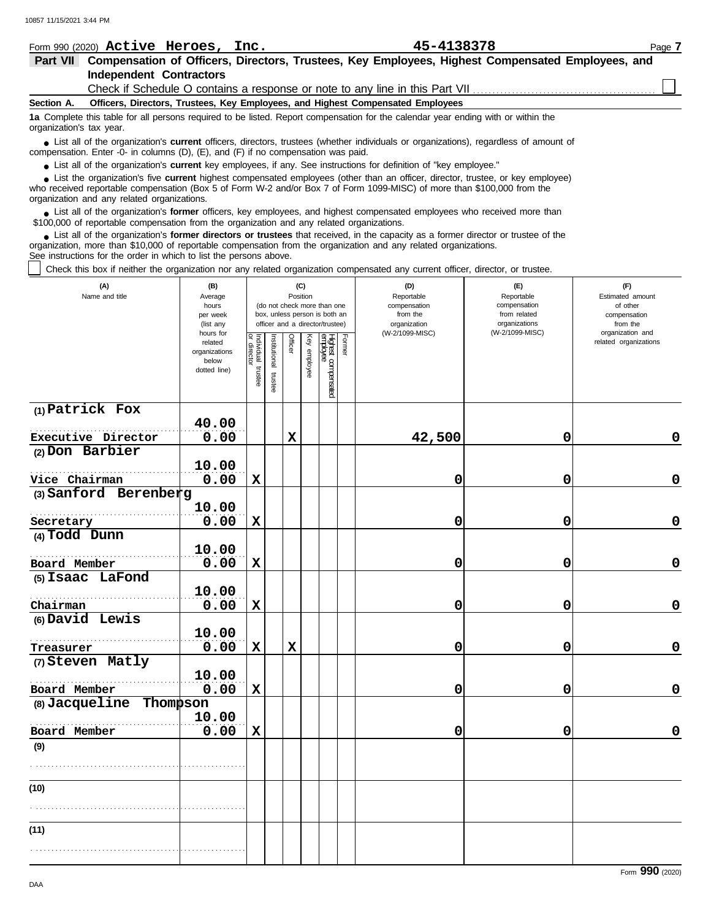Form 990 (2020) **Active Heroes, Inc.** **45-4138378** Page **7**

## Part VII Compensation of Officers, Directors, Trustees, Key Employees, Highest Compensated Employees, and Independent Contractors

Check if Schedule O contains a response or note to any line in this Part VII ☐

**Section A. Officers, Directors, Trustees, Key Employees, and Highest Compensated Employees**

**1a** Complete this table for all persons required to be listed. Report compensation for the calendar year ending with or within the organization's tax year.

- List all of the organization's **current** officers, directors, trustees (whether individuals or organizations), regardless of amount of compensation. Enter -0- in columns (D), (E), and (F) if no compensation was paid.
- List all of the organization's **current** key employees, if any. See instructions for definition of "key employee."
- List the organization's five **current** highest compensated employees (other than an officer, director, trustee, or key employee) who received reportable compensation (Box 5 of Form W-2 and/or Box 7 of Form 1099-MISC) of more than $100,000 from the organization and any related organizations.
- List all of the organization's **former** officers, key employees, and highest compensated employees who received more than $100,000 of reportable compensation from the organization and any related organizations.
- List all of the organization's **former directors or trustees** that received, in the capacity as a former director or trustee of the organization, more than $10,000 of reportable compensation from the organization and any related organizations.

See instructions for the order in which to list the persons above.

☐ Check this box if neither the organization nor any related organization compensated any current officer, director, or trustee.

| (A) Name and title | (B) Average hours per week (list any hours for related organizations below dotted line) | (C) Position: Individual trustee or director | Institutional trustee | Officer | Key employee | Highest compensated employee | Former | (D) Reportable compensation from the organization (W-2/1099-MISC) | (E) Reportable compensation from related organizations (W-2/1099-MISC) | (F) Estimated amount of other compensation from the organization and related organizations |
|---|---|---|---|---|---|---|---|---|---|---|
| (1) Patrick Fox<br>Executive Director | 40.00<br>0.00 | | | X | | | | 42,500 | 0 | 0 |
| (2) Don Barbier<br>Vice Chairman | 10.00<br>0.00 | X | | | | | | 0 | 0 | 0 |
| (3) Sanford Berenberg<br>Secretary | 10.00<br>0.00 | X | | | | | | 0 | 0 | 0 |
| (4) Todd Dunn<br>Board Member | 10.00<br>0.00 | X | | | | | | 0 | 0 | 0 |
| (5) Isaac LaFond<br>Chairman | 10.00<br>0.00 | X | | | | | | 0 | 0 | 0 |
| (6) David Lewis<br>Treasurer | 10.00<br>0.00 | X | | X | | | | 0 | 0 | 0 |
| (7) Steven Matly<br>Board Member | 10.00<br>0.00 | X | | | | | | 0 | 0 | 0 |
| (8) Jacqueline Thompson<br>Board Member | 10.00<br>0.00 | X | | | | | | 0 | 0 | 0 |
| (9) | | | | | | | | | | |
| (10) | | | | | | | | | | |
| (11) | | | | | | | | | | |

Form **990** (2020)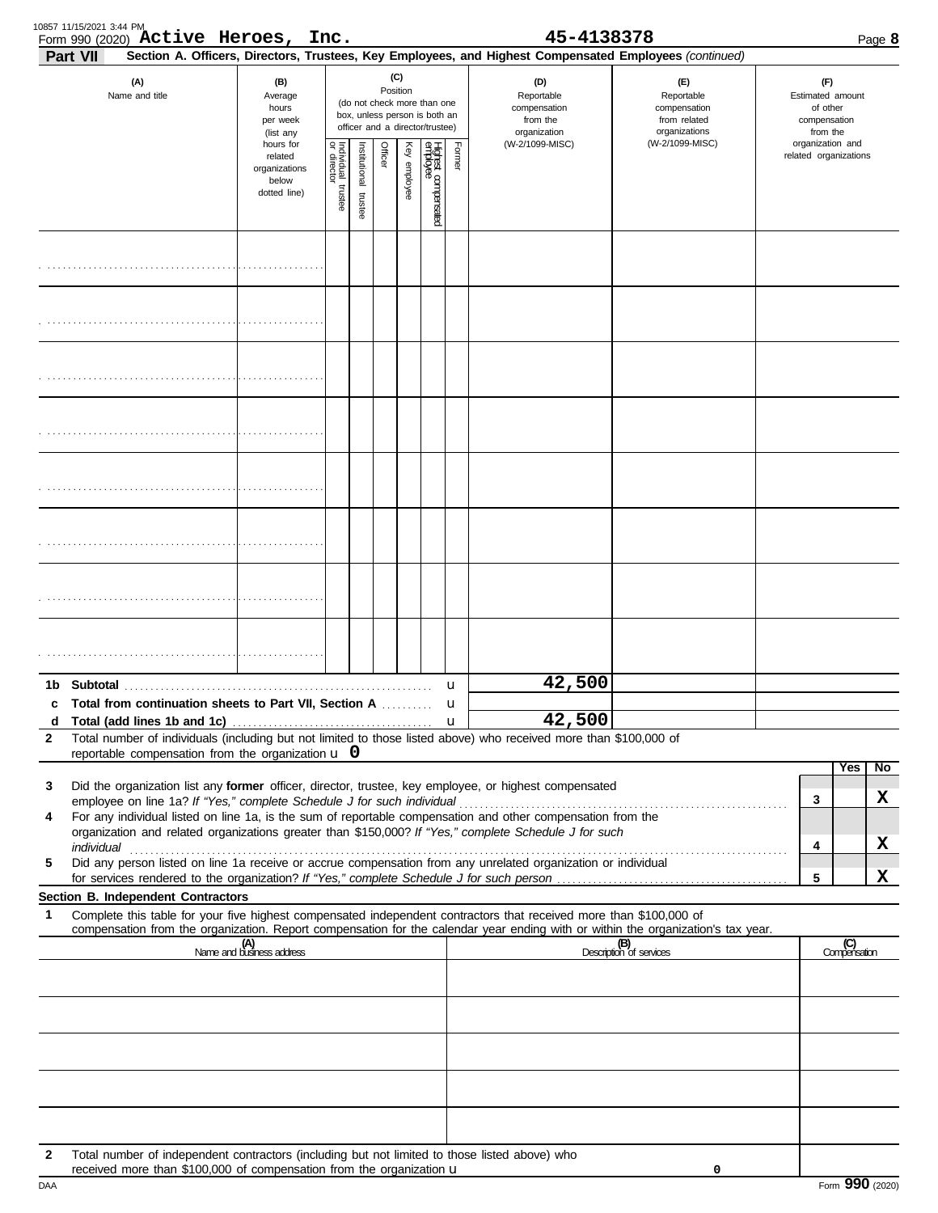10857 11/15/2021 3:44 PM

Form 990 (2020) **Active Heroes, Inc.** **45-4138378** Page **8**

**Part VII** **Section A. Officers, Directors, Trustees, Key Employees, and Highest Compensated Employees** *(continued)*

| (A) Name and title | (B) Average hours per week (list any hours for related organizations below dotted line) | (C) Position: Individual trustee or director | Institutional trustee | Officer | Key employee | Highest compensated employee | Former | (D) Reportable compensation from the organization (W-2/1099-MISC) | (E) Reportable compensation from related organizations (W-2/1099-MISC) | (F) Estimated amount of other compensation from the organization and related organizations |
|---|---|---|---|---|---|---|---|---|---|---|
| | | | | | | | | | | |
| | | | | | | | | | | |
| | | | | | | | | | | |
| | | | | | | | | | | |
| | | | | | | | | | | |
| | | | | | | | | | | |
| | | | | | | | | | | |
| | | | | | | | | | | |
| **1b Subtotal** | | | | | | | | 42,500 | | |
| **c Total from continuation sheets to Part VII, Section A** | | | | | | | | | | |
| **d Total (add lines 1b and 1c)** | | | | | | | | 42,500 | | |

**2** Total number of individuals (including but not limited to those listed above) who received more than $100,000 of reportable compensation from the organization u **0**

| | | | Yes | No |
|---|---|---|---|---|
| **3** | Did the organization list any **former** officer, director, trustee, key employee, or highest compensated employee on line 1a? *If "Yes," complete Schedule J for such individual* | 3 | | X |
| **4** | For any individual listed on line 1a, is the sum of reportable compensation and other compensation from the organization and related organizations greater than $150,000? *If "Yes," complete Schedule J for such individual* | 4 | | X |
| **5** | Did any person listed on line 1a receive or accrue compensation from any unrelated organization or individual for services rendered to the organization? *If "Yes," complete Schedule J for such person* | 5 | | X |

**Section B. Independent Contractors**

**1** Complete this table for your five highest compensated independent contractors that received more than $100,000 of compensation from the organization. Report compensation for the calendar year ending with or within the organization's tax year.

| (A) Name and business address | (B) Description of services | (C) Compensation |
|---|---|---|
| | | |
| | | |
| | | |
| | | |
| | | |

**2** Total number of independent contractors (including but not limited to those listed above) who received more than $100,000 of compensation from the organization u **0**

DAA Form **990** (2020)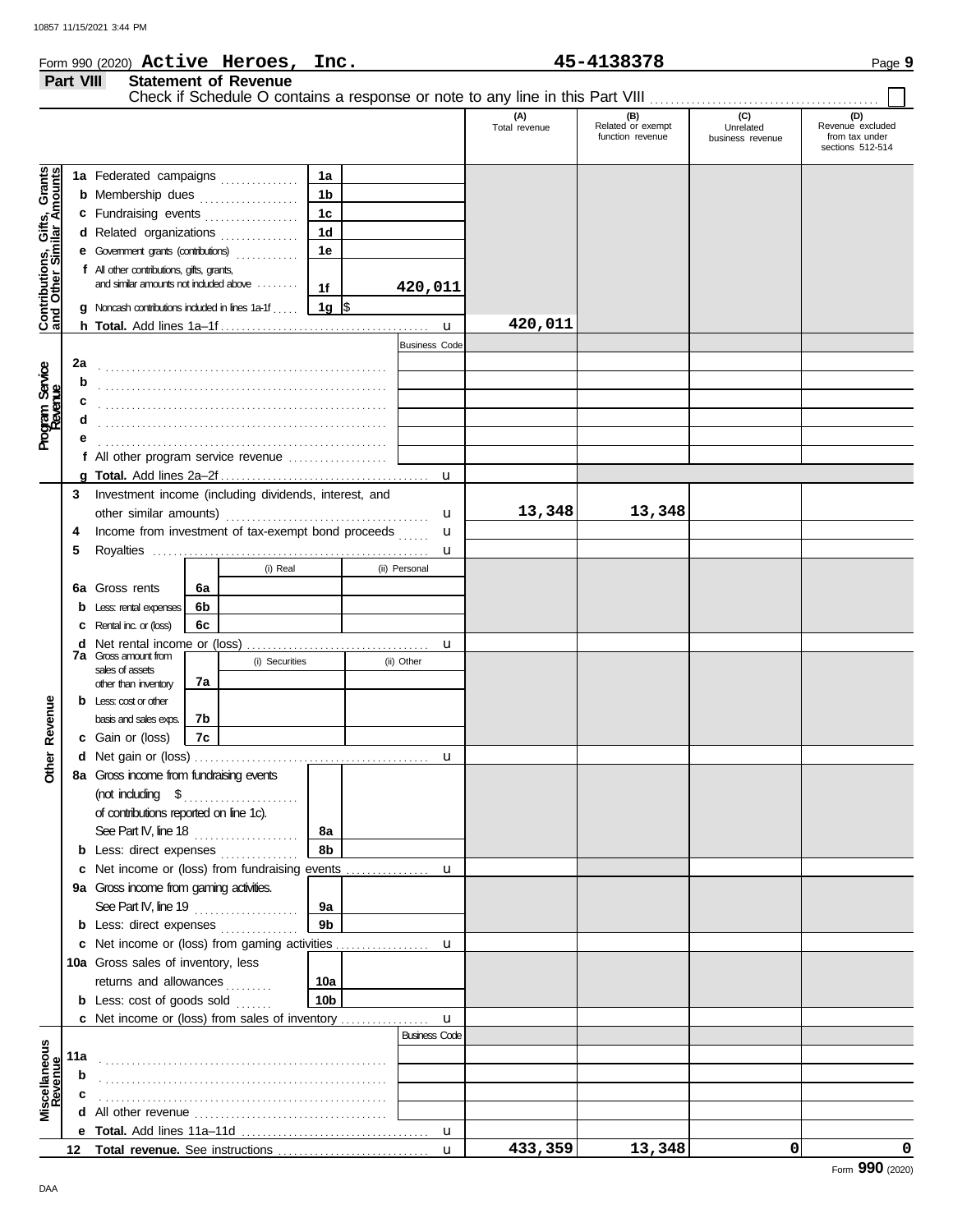Form 990 (2020) **Active Heroes, Inc.** **45-4138378** Page **9**

## Part VIII Statement of Revenue

Check if Schedule O contains a response or note to any line in this Part VIII ☐

| | | | (A) Total revenue | (B) Related or exempt function revenue | (C) Unrelated business revenue | (D) Revenue excluded from tax under sections 512-514 |
|---|---|---|---|---|---|---|
| **Contributions, Gifts, Grants and Other Similar Amounts** | 1a Federated campaigns | 1a | | | | |
| | b Membership dues | 1b | | | | |
| | c Fundraising events | 1c | | | | |
| | d Related organizations | 1d | | | | |
| | e Government grants (contributions) | 1e | | | | |
| | f All other contributions, gifts, grants, and similar amounts not included above | 1f 420,011 | | | | |
| | g Noncash contributions included in lines 1a-1f | 1g $ | | | | |
| | h **Total.** Add lines 1a–1f | | 420,011 | | | |
| **Program Service Revenue** | | Business Code | | | | |
| | 2a | | | | | |
| | b | | | | | |
| | c | | | | | |
| | d | | | | | |
| | e | | | | | |
| | f All other program service revenue | | | | | |
| | g **Total.** Add lines 2a–2f | | | | | |
| **Other Revenue** | 3 Investment income (including dividends, interest, and other similar amounts) | | 13,348 | 13,348 | | |
| | 4 Income from investment of tax-exempt bond proceeds | | | | | |
| | 5 Royalties | | | | | |
| | 6a Gross rents — 6a (i) Real / (ii) Personal | | | | | |
| | b Less: rental expenses — 6b | | | | | |
| | c Rental inc. or (loss) — 6c | | | | | |
| | d Net rental income or (loss) | | | | | |
| | 7a Gross amount from sales of assets other than inventory — 7a (i) Securities / (ii) Other | | | | | |
| | b Less: cost or other basis and sales exps. — 7b | | | | | |
| | c Gain or (loss) — 7c | | | | | |
| | d Net gain or (loss) | | | | | |
| | 8a Gross income from fundraising events (not including $ of contributions reported on line 1c). See Part IV, line 18 | 8a | | | | |
| | b Less: direct expenses | 8b | | | | |
| | c Net income or (loss) from fundraising events | | | | | |
| | 9a Gross income from gaming activities. See Part IV, line 19 | 9a | | | | |
| | b Less: direct expenses | 9b | | | | |
| | c Net income or (loss) from gaming activities | | | | | |
| | 10a Gross sales of inventory, less returns and allowances | 10a | | | | |
| | b Less: cost of goods sold | 10b | | | | |
| | c Net income or (loss) from sales of inventory | | | | | |
| **Miscellaneous Revenue** | | Business Code | | | | |
| | 11a | | | | | |
| | b | | | | | |
| | c | | | | | |
| | d All other revenue | | | | | |
| | e **Total.** Add lines 11a–11d | | | | | |
| | 12 **Total revenue.** See instructions | | 433,359 | 13,348 | 0 | 0 |

Form **990** (2020)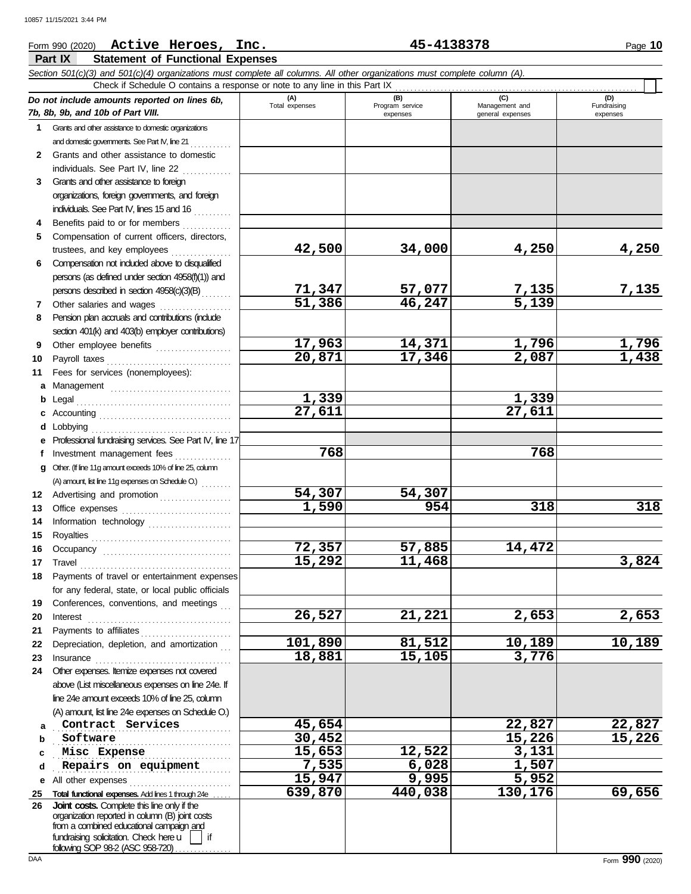Form 990 (2020) **Active Heroes, Inc.** **45-4138378**

## Part IX Statement of Functional Expenses

*Section 501(c)(3) and 501(c)(4) organizations must complete all columns. All other organizations must complete column (A).*

Check if Schedule O contains a response or note to any line in this Part IX ☐

| *Do not include amounts reported on lines 6b, 7b, 8b, 9b, and 10b of Part VIII.* | (A) Total expenses | (B) Program service expenses | (C) Management and general expenses | (D) Fundraising expenses |
|---|---|---|---|---|
| **1** Grants and other assistance to domestic organizations and domestic governments. See Part IV, line 21 | | | | |
| **2** Grants and other assistance to domestic individuals. See Part IV, line 22 | | | | |
| **3** Grants and other assistance to foreign organizations, foreign governments, and foreign individuals. See Part IV, lines 15 and 16 | | | | |
| **4** Benefits paid to or for members | | | | |
| **5** Compensation of current officers, directors, trustees, and key employees | 42,500 | 34,000 | 4,250 | 4,250 |
| **6** Compensation not included above to disqualified persons (as defined under section 4958(f)(1)) and persons described in section 4958(c)(3)(B) | 71,347 | 57,077 | 7,135 | 7,135 |
| **7** Other salaries and wages | 51,386 | 46,247 | 5,139 | |
| **8** Pension plan accruals and contributions (include section 401(k) and 403(b) employer contributions) | | | | |
| **9** Other employee benefits | 17,963 | 14,371 | 1,796 | 1,796 |
| **10** Payroll taxes | 20,871 | 17,346 | 2,087 | 1,438 |
| **11** Fees for services (nonemployees): | | | | |
| **a** Management | | | | |
| **b** Legal | 1,339 | | 1,339 | |
| **c** Accounting | 27,611 | | 27,611 | |
| **d** Lobbying | | | | |
| **e** Professional fundraising services. See Part IV, line 17 | | | | |
| **f** Investment management fees | 768 | | 768 | |
| **g** Other. (If line 11g amount exceeds 10% of line 25, column (A) amount, list line 11g expenses on Schedule O.) | | | | |
| **12** Advertising and promotion | 54,307 | 54,307 | | |
| **13** Office expenses | 1,590 | 954 | 318 | 318 |
| **14** Information technology | | | | |
| **15** Royalties | | | | |
| **16** Occupancy | 72,357 | 57,885 | 14,472 | |
| **17** Travel | 15,292 | 11,468 | | 3,824 |
| **18** Payments of travel or entertainment expenses for any federal, state, or local public officials | | | | |
| **19** Conferences, conventions, and meetings | | | | |
| **20** Interest | 26,527 | 21,221 | 2,653 | 2,653 |
| **21** Payments to affiliates | | | | |
| **22** Depreciation, depletion, and amortization | 101,890 | 81,512 | 10,189 | 10,189 |
| **23** Insurance | 18,881 | 15,105 | 3,776 | |
| **24** Other expenses. Itemize expenses not covered above (List miscellaneous expenses on line 24e. If line 24e amount exceeds 10% of line 25, column (A) amount, list line 24e expenses on Schedule O.) | | | | |
| **a** Contract Services | 45,654 | | 22,827 | 22,827 |
| **b** Software | 30,452 | | 15,226 | 15,226 |
| **c** Misc Expense | 15,653 | 12,522 | 3,131 | |
| **d** Repairs on equipment | 7,535 | 6,028 | 1,507 | |
| **e** All other expenses | 15,947 | 9,995 | 5,952 | |
| **25 Total functional expenses.** Add lines 1 through 24e | 639,870 | 440,038 | 130,176 | 69,656 |
| **26 Joint costs.** Complete this line only if the organization reported in column (B) joint costs from a combined educational campaign and fundraising solicitation. Check here ☐ if following SOP 98-2 (ASC 958-720) | | | | |

Form **990** (2020)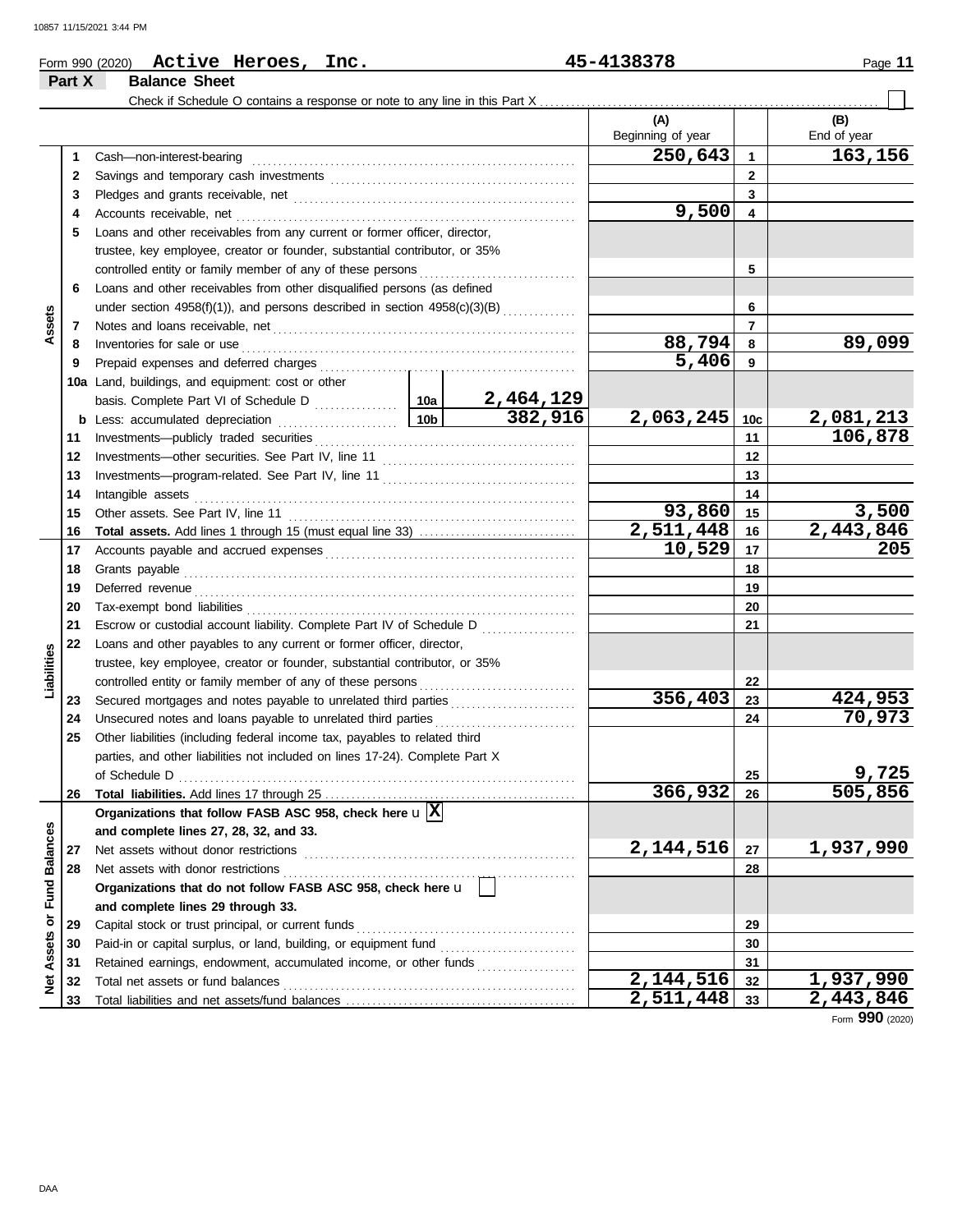Form 990 (2020) **Active Heroes, Inc.** **45-4138378**

## Part X Balance Sheet

Check if Schedule O contains a response or note to any line in this Part X ☐

| | | | (A) Beginning of year | | (B) End of year |
|---|---|---|---|---|---|
| **Assets** | 1 | Cash—non-interest-bearing | 250,643 | 1 | 163,156 |
| | 2 | Savings and temporary cash investments | | 2 | |
| | 3 | Pledges and grants receivable, net | | 3 | |
| | 4 | Accounts receivable, net | 9,500 | 4 | |
| | 5 | Loans and other receivables from any current or former officer, director, trustee, key employee, creator or founder, substantial contributor, or 35% controlled entity or family member of any of these persons | | 5 | |
| | 6 | Loans and other receivables from other disqualified persons (as defined under section 4958(f)(1)), and persons described in section 4958(c)(3)(B) | | 6 | |
| | 7 | Notes and loans receivable, net | | 7 | |
| | 8 | Inventories for sale or use | 88,794 | 8 | 89,099 |
| | 9 | Prepaid expenses and deferred charges | 5,406 | 9 | |
| | 10a | Land, buildings, and equipment: cost or other basis. Complete Part VI of Schedule D — 10a: 2,464,129 | | | |
| | b | Less: accumulated depreciation — 10b: 382,916 | 2,063,245 | 10c | 2,081,213 |
| | 11 | Investments—publicly traded securities | | 11 | 106,878 |
| | 12 | Investments—other securities. See Part IV, line 11 | | 12 | |
| | 13 | Investments—program-related. See Part IV, line 11 | | 13 | |
| | 14 | Intangible assets | | 14 | |
| | 15 | Other assets. See Part IV, line 11 | 93,860 | 15 | 3,500 |
| | 16 | **Total assets.** Add lines 1 through 15 (must equal line 33) | 2,511,448 | 16 | 2,443,846 |
| **Liabilities** | 17 | Accounts payable and accrued expenses | 10,529 | 17 | 205 |
| | 18 | Grants payable | | 18 | |
| | 19 | Deferred revenue | | 19 | |
| | 20 | Tax-exempt bond liabilities | | 20 | |
| | 21 | Escrow or custodial account liability. Complete Part IV of Schedule D | | 21 | |
| | 22 | Loans and other payables to any current or former officer, director, trustee, key employee, creator or founder, substantial contributor, or 35% controlled entity or family member of any of these persons | | 22 | |
| | 23 | Secured mortgages and notes payable to unrelated third parties | 356,403 | 23 | 424,953 |
| | 24 | Unsecured notes and loans payable to unrelated third parties | | 24 | 70,973 |
| | 25 | Other liabilities (including federal income tax, payables to related third parties, and other liabilities not included on lines 17-24). Complete Part X of Schedule D | | 25 | 9,725 |
| | 26 | **Total liabilities.** Add lines 17 through 25 | 366,932 | 26 | 505,856 |
| **Net Assets or Fund Balances** | | **Organizations that follow FASB ASC 958, check here** ☒ **and complete lines 27, 28, 32, and 33.** | | | |
| | 27 | Net assets without donor restrictions | 2,144,516 | 27 | 1,937,990 |
| | 28 | Net assets with donor restrictions | | 28 | |
| | | **Organizations that do not follow FASB ASC 958, check here** ☐ **and complete lines 29 through 33.** | | | |
| | 29 | Capital stock or trust principal, or current funds | | 29 | |
| | 30 | Paid-in or capital surplus, or land, building, or equipment fund | | 30 | |
| | 31 | Retained earnings, endowment, accumulated income, or other funds | | 31 | |
| | 32 | Total net assets or fund balances | 2,144,516 | 32 | 1,937,990 |
| | 33 | Total liabilities and net assets/fund balances | 2,511,448 | 33 | 2,443,846 |

Form **990** (2020)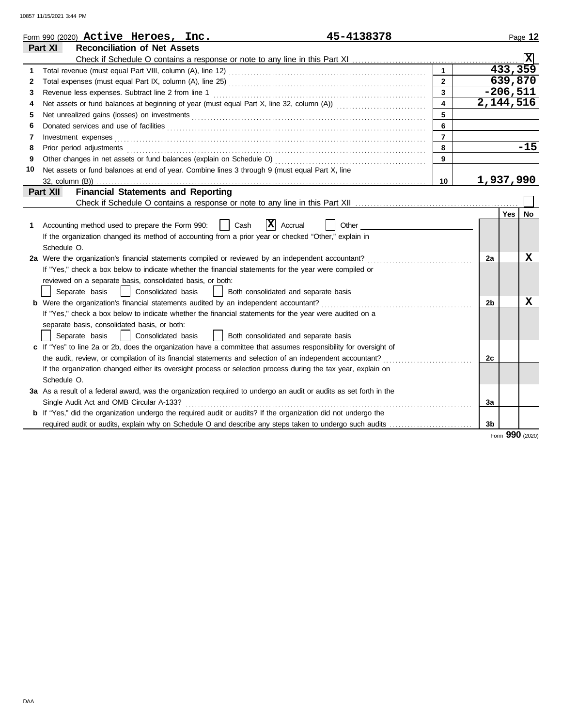Form 990 (2020) **Active Heroes, Inc.** **45-4138378**

## Part XI Reconciliation of Net Assets

Check if Schedule O contains a response or note to any line in this Part XI .......... [X]

| | | | |
|---|---|---|---|
| 1 | Total revenue (must equal Part VIII, column (A), line 12) | 1 | 433,359 |
| 2 | Total expenses (must equal Part IX, column (A), line 25) | 2 | 639,870 |
| 3 | Revenue less expenses. Subtract line 2 from line 1 | 3 | -206,511 |
| 4 | Net assets or fund balances at beginning of year (must equal Part X, line 32, column (A)) | 4 | 2,144,516 |
| 5 | Net unrealized gains (losses) on investments | 5 | |
| 6 | Donated services and use of facilities | 6 | |
| 7 | Investment expenses | 7 | |
| 8 | Prior period adjustments | 8 | -15 |
| 9 | Other changes in net assets or fund balances (explain on Schedule O) | 9 | |
| 10 | Net assets or fund balances at end of year. Combine lines 3 through 9 (must equal Part X, line 32, column (B)) | 10 | 1,937,990 |

## Part XII Financial Statements and Reporting

Check if Schedule O contains a response or note to any line in this Part XII .......... [ ]

| | | | Yes | No |
|---|---|---|---|---|
| 1 | Accounting method used to prepare the Form 990: [ ] Cash [X] Accrual [ ] Other ______ <br> If the organization changed its method of accounting from a prior year or checked "Other," explain in Schedule O. | | | |
| 2a | Were the organization's financial statements compiled or reviewed by an independent accountant? <br> If "Yes," check a box below to indicate whether the financial statements for the year were compiled or reviewed on a separate basis, consolidated basis, or both: <br> [ ] Separate basis [ ] Consolidated basis [ ] Both consolidated and separate basis | 2a | | X |
| b | Were the organization's financial statements audited by an independent accountant? <br> If "Yes," check a box below to indicate whether the financial statements for the year were audited on a separate basis, consolidated basis, or both: <br> [ ] Separate basis [ ] Consolidated basis [ ] Both consolidated and separate basis | 2b | | X |
| c | If "Yes" to line 2a or 2b, does the organization have a committee that assumes responsibility for oversight of the audit, review, or compilation of its financial statements and selection of an independent accountant? <br> If the organization changed either its oversight process or selection process during the tax year, explain on Schedule O. | 2c | | |
| 3a | As a result of a federal award, was the organization required to undergo an audit or audits as set forth in the Single Audit Act and OMB Circular A-133? | 3a | | |
| b | If "Yes," did the organization undergo the required audit or audits? If the organization did not undergo the required audit or audits, explain why on Schedule O and describe any steps taken to undergo such audits | 3b | | |

Form **990** (2020)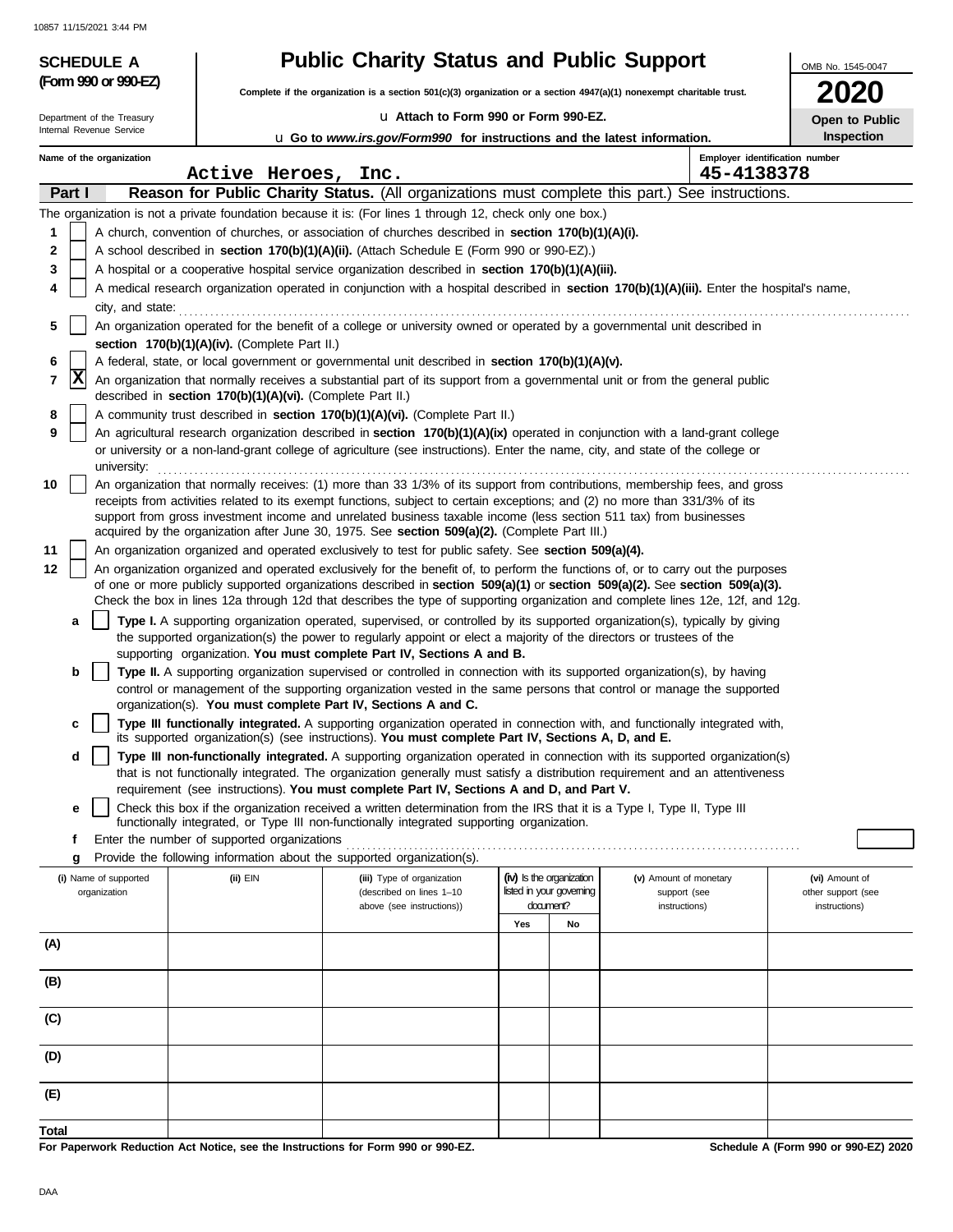**SCHEDULE A (Form 990 or 990-EZ)**

Department of the Treasury
Internal Revenue Service

# Public Charity Status and Public Support

**Complete if the organization is a section 501(c)(3) organization or a section 4947(a)(1) nonexempt charitable trust.**

u Attach to Form 990 or Form 990-EZ.

u Go to *www.irs.gov/Form990* for instructions and the latest information.

OMB No. 1545-0047

**2020**

**Open to Public Inspection**

**Name of the organization:** Active Heroes, Inc.

**Employer identification number:** 45-4138378

## Part I Reason for Public Charity Status. (All organizations must complete this part.) See instructions.

The organization is not a private foundation because it is: (For lines 1 through 12, check only one box.)

1. [ ] A church, convention of churches, or association of churches described in **section 170(b)(1)(A)(i).**
2. [ ] A school described in **section 170(b)(1)(A)(ii).** (Attach Schedule E (Form 990 or 990-EZ).)
3. [ ] A hospital or a cooperative hospital service organization described in **section 170(b)(1)(A)(iii).**
4. [ ] A medical research organization operated in conjunction with a hospital described in **section 170(b)(1)(A)(iii).** Enter the hospital's name, city, and state:
5. [ ] An organization operated for the benefit of a college or university owned or operated by a governmental unit described in **section 170(b)(1)(A)(iv).** (Complete Part II.)
6. [ ] A federal, state, or local government or governmental unit described in **section 170(b)(1)(A)(v).**
7. [X] An organization that normally receives a substantial part of its support from a governmental unit or from the general public described in **section 170(b)(1)(A)(vi).** (Complete Part II.)
8. [ ] A community trust described in **section 170(b)(1)(A)(vi).** (Complete Part II.)
9. [ ] An agricultural research organization described in **section 170(b)(1)(A)(ix)** operated in conjunction with a land-grant college or university or a non-land-grant college of agriculture (see instructions). Enter the name, city, and state of the college or university:
10. [ ] An organization that normally receives: (1) more than 33 1/3% of its support from contributions, membership fees, and gross receipts from activities related to its exempt functions, subject to certain exceptions; and (2) no more than 331/3% of its support from gross investment income and unrelated business taxable income (less section 511 tax) from businesses acquired by the organization after June 30, 1975. See **section 509(a)(2).** (Complete Part III.)
11. [ ] An organization organized and operated exclusively to test for public safety. See **section 509(a)(4).**
12. [ ] An organization organized and operated exclusively for the benefit of, to perform the functions of, or to carry out the purposes of one or more publicly supported organizations described in **section 509(a)(1)** or **section 509(a)(2).** See **section 509(a)(3).** Check the box in lines 12a through 12d that describes the type of supporting organization and complete lines 12e, 12f, and 12g.
   - **a** [ ] **Type I.** A supporting organization operated, supervised, or controlled by its supported organization(s), typically by giving the supported organization(s) the power to regularly appoint or elect a majority of the directors or trustees of the supporting organization. **You must complete Part IV, Sections A and B.**
   - **b** [ ] **Type II.** A supporting organization supervised or controlled in connection with its supported organization(s), by having control or management of the supporting organization vested in the same persons that control or manage the supported organization(s). **You must complete Part IV, Sections A and C.**
   - **c** [ ] **Type III functionally integrated.** A supporting organization operated in connection with, and functionally integrated with, its supported organization(s) (see instructions). **You must complete Part IV, Sections A, D, and E.**
   - **d** [ ] **Type III non-functionally integrated.** A supporting organization operated in connection with its supported organization(s) that is not functionally integrated. The organization generally must satisfy a distribution requirement and an attentiveness requirement (see instructions). **You must complete Part IV, Sections A and D, and Part V.**
   - **e** [ ] Check this box if the organization received a written determination from the IRS that it is a Type I, Type II, Type III functionally integrated, or Type III non-functionally integrated supporting organization.
   - **f** Enter the number of supported organizations
   - **g** Provide the following information about the supported organization(s).

| (i) Name of supported organization | (ii) EIN | (iii) Type of organization (described on lines 1–10 above (see instructions)) | (iv) Is the organization listed in your governing document? Yes | No | (v) Amount of monetary support (see instructions) | (vi) Amount of other support (see instructions) |
|---|---|---|---|---|---|---|
| (A) | | | | | | |
| (B) | | | | | | |
| (C) | | | | | | |
| (D) | | | | | | |
| (E) | | | | | | |
| **Total** | | | | | | |

**For Paperwork Reduction Act Notice, see the Instructions for Form 990 or 990-EZ.**

**Schedule A (Form 990 or 990-EZ) 2020**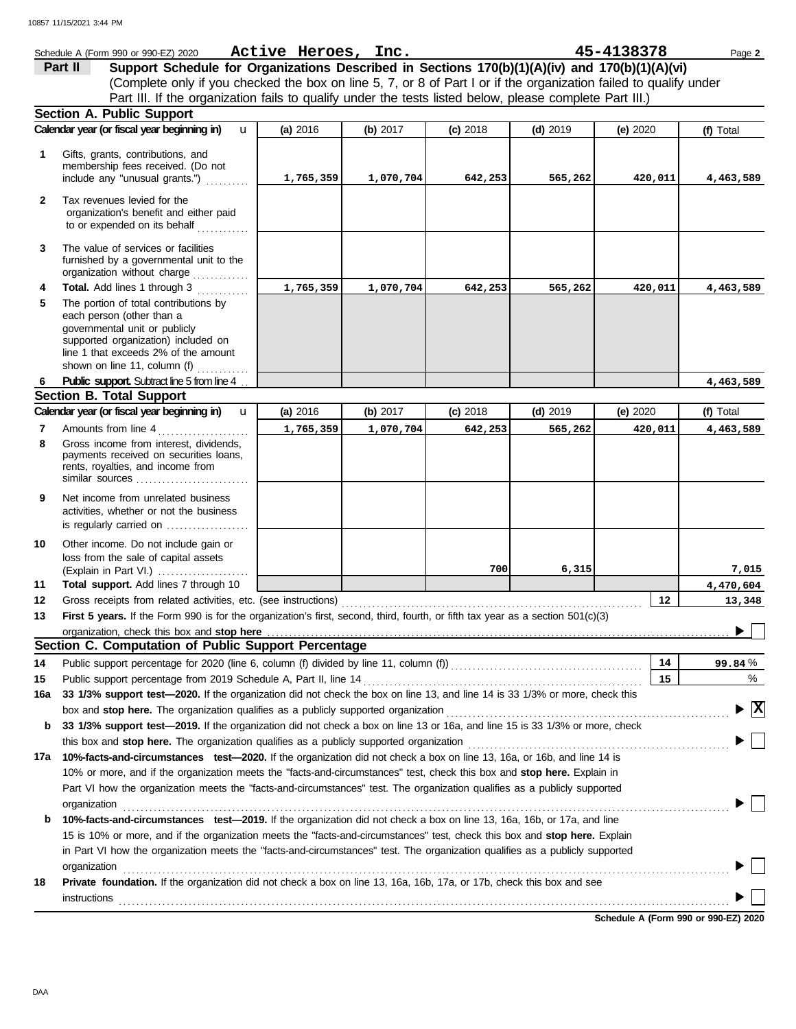Schedule A (Form 990 or 990-EZ) 2020 **Active Heroes, Inc.** **45-4138378**

## Part II Support Schedule for Organizations Described in Sections 170(b)(1)(A)(iv) and 170(b)(1)(A)(vi)

(Complete only if you checked the box on line 5, 7, or 8 of Part I or if the organization failed to qualify under Part III. If the organization fails to qualify under the tests listed below, please complete Part III.)

### Section A. Public Support

| Calendar year (or fiscal year beginning in) | (a) 2016 | (b) 2017 | (c) 2018 | (d) 2019 | (e) 2020 | (f) Total |
|---|---|---|---|---|---|---|
| **1** Gifts, grants, contributions, and membership fees received. (Do not include any "unusual grants.") | 1,765,359 | 1,070,704 | 642,253 | 565,262 | 420,011 | 4,463,589 |
| **2** Tax revenues levied for the organization's benefit and either paid to or expended on its behalf | | | | | | |
| **3** The value of services or facilities furnished by a governmental unit to the organization without charge | | | | | | |
| **4 Total.** Add lines 1 through 3 | 1,765,359 | 1,070,704 | 642,253 | 565,262 | 420,011 | 4,463,589 |
| **5** The portion of total contributions by each person (other than a governmental unit or publicly supported organization) included on line 1 that exceeds 2% of the amount shown on line 11, column (f) | | | | | | |
| **6 Public support.** Subtract line 5 from line 4 | | | | | | 4,463,589 |

### Section B. Total Support

| Calendar year (or fiscal year beginning in) | (a) 2016 | (b) 2017 | (c) 2018 | (d) 2019 | (e) 2020 | (f) Total |
|---|---|---|---|---|---|---|
| **7** Amounts from line 4 | 1,765,359 | 1,070,704 | 642,253 | 565,262 | 420,011 | 4,463,589 |
| **8** Gross income from interest, dividends, payments received on securities loans, rents, royalties, and income from similar sources | | | | | | |
| **9** Net income from unrelated business activities, whether or not the business is regularly carried on | | | | | | |
| **10** Other income. Do not include gain or loss from the sale of capital assets (Explain in Part VI.) | | | 700 | 6,315 | | 7,015 |
| **11 Total support.** Add lines 7 through 10 | | | | | | 4,470,604 |

**12** Gross receipts from related activities, etc. (see instructions) — **12** — 13,348

**13 First 5 years.** If the Form 990 is for the organization's first, second, third, fourth, or fifth tax year as a section 501(c)(3) organization, check this box and **stop here** ☐

### Section C. Computation of Public Support Percentage

**14** Public support percentage for 2020 (line 6, column (f) divided by line 11, column (f)) — **14** — 99.84 %

**15** Public support percentage from 2019 Schedule A, Part II, line 14 — **15** — %

**16a 33 1/3% support test—2020.** If the organization did not check the box on line 13, and line 14 is 33 1/3% or more, check this box and **stop here.** The organization qualifies as a publicly supported organization ☒

**b 33 1/3% support test—2019.** If the organization did not check a box on line 13 or 16a, and line 15 is 33 1/3% or more, check this box and **stop here.** The organization qualifies as a publicly supported organization ☐

**17a 10%-facts-and-circumstances test—2020.** If the organization did not check a box on line 13, 16a, or 16b, and line 14 is 10% or more, and if the organization meets the "facts-and-circumstances" test, check this box and **stop here.** Explain in Part VI how the organization meets the "facts-and-circumstances" test. The organization qualifies as a publicly supported organization ☐

**b 10%-facts-and-circumstances test—2019.** If the organization did not check a box on line 13, 16a, 16b, or 17a, and line 15 is 10% or more, and if the organization meets the "facts-and-circumstances" test, check this box and **stop here.** Explain in Part VI how the organization meets the "facts-and-circumstances" test. The organization qualifies as a publicly supported organization ☐

**18 Private foundation.** If the organization did not check a box on line 13, 16a, 16b, 17a, or 17b, check this box and see instructions ☐

**Schedule A (Form 990 or 990-EZ) 2020**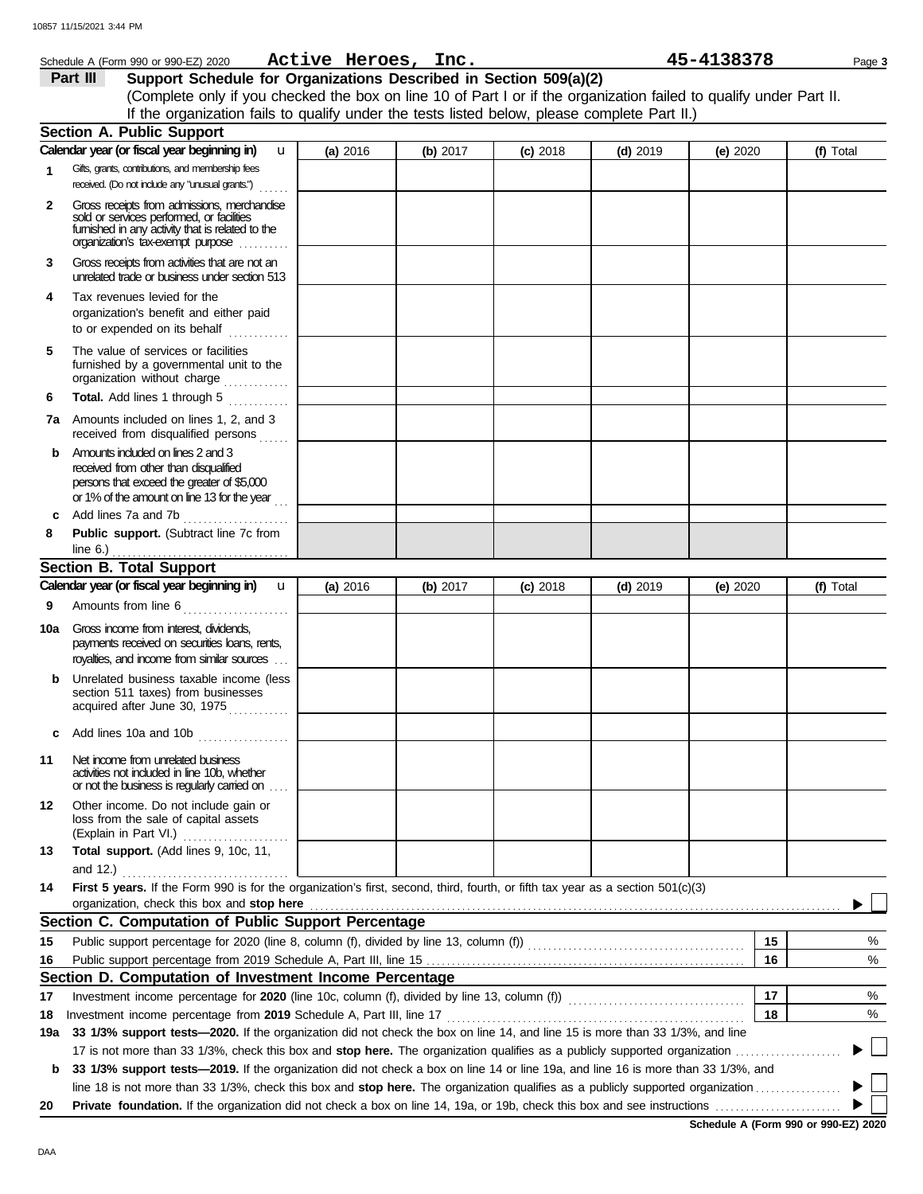Schedule A (Form 990 or 990-EZ) 2020 **Active Heroes, Inc.** **45-4138378** Page **3**

## Part III Support Schedule for Organizations Described in Section 509(a)(2)

(Complete only if you checked the box on line 10 of Part I or if the organization failed to qualify under Part II. If the organization fails to qualify under the tests listed below, please complete Part II.)

### Section A. Public Support

| Calendar year (or fiscal year beginning in) | (a) 2016 | (b) 2017 | (c) 2018 | (d) 2019 | (e) 2020 | (f) Total |
|---|---|---|---|---|---|---|
| **1** Gifts, grants, contributions, and membership fees received. (Do not include any "unusual grants.") | | | | | | |
| **2** Gross receipts from admissions, merchandise sold or services performed, or facilities furnished in any activity that is related to the organization's tax-exempt purpose | | | | | | |
| **3** Gross receipts from activities that are not an unrelated trade or business under section 513 | | | | | | |
| **4** Tax revenues levied for the organization's benefit and either paid to or expended on its behalf | | | | | | |
| **5** The value of services or facilities furnished by a governmental unit to the organization without charge | | | | | | |
| **6** **Total.** Add lines 1 through 5 | | | | | | |
| **7a** Amounts included on lines 1, 2, and 3 received from disqualified persons | | | | | | |
| **b** Amounts included on lines 2 and 3 received from other than disqualified persons that exceed the greater of $5,000 or 1% of the amount on line 13 for the year | | | | | | |
| **c** Add lines 7a and 7b | | | | | | |
| **8** **Public support.** (Subtract line 7c from line 6.) | | | | | | |

### Section B. Total Support

| Calendar year (or fiscal year beginning in) | (a) 2016 | (b) 2017 | (c) 2018 | (d) 2019 | (e) 2020 | (f) Total |
|---|---|---|---|---|---|---|
| **9** Amounts from line 6 | | | | | | |
| **10a** Gross income from interest, dividends, payments received on securities loans, rents, royalties, and income from similar sources | | | | | | |
| **b** Unrelated business taxable income (less section 511 taxes) from businesses acquired after June 30, 1975 | | | | | | |
| **c** Add lines 10a and 10b | | | | | | |
| **11** Net income from unrelated business activities not included in line 10b, whether or not the business is regularly carried on | | | | | | |
| **12** Other income. Do not include gain or loss from the sale of capital assets (Explain in Part VI.) | | | | | | |
| **13** **Total support.** (Add lines 9, 10c, 11, and 12.) | | | | | | |

**14** **First 5 years.** If the Form 990 is for the organization's first, second, third, fourth, or fifth tax year as a section 501(c)(3) organization, check this box and **stop here** ▶ ☐

### Section C. Computation of Public Support Percentage

| | | | |
|---|---|---|---|
| **15** | Public support percentage for 2020 (line 8, column (f), divided by line 13, column (f)) | **15** | % |
| **16** | Public support percentage from 2019 Schedule A, Part III, line 15 | **16** | % |

### Section D. Computation of Investment Income Percentage

| | | | |
|---|---|---|---|
| **17** | Investment income percentage for **2020** (line 10c, column (f), divided by line 13, column (f)) | **17** | % |
| **18** | Investment income percentage from **2019** Schedule A, Part III, line 17 | **18** | % |

**19a** **33 1/3% support tests—2020.** If the organization did not check the box on line 14, and line 15 is more than 33 1/3%, and line 17 is not more than 33 1/3%, check this box and **stop here.** The organization qualifies as a publicly supported organization ▶ ☐

**b** **33 1/3% support tests—2019.** If the organization did not check a box on line 14 or line 19a, and line 16 is more than 33 1/3%, and line 18 is not more than 33 1/3%, check this box and **stop here.** The organization qualifies as a publicly supported organization ▶ ☐

**20** **Private foundation.** If the organization did not check a box on line 14, 19a, or 19b, check this box and see instructions ▶ ☐

**Schedule A (Form 990 or 990-EZ) 2020**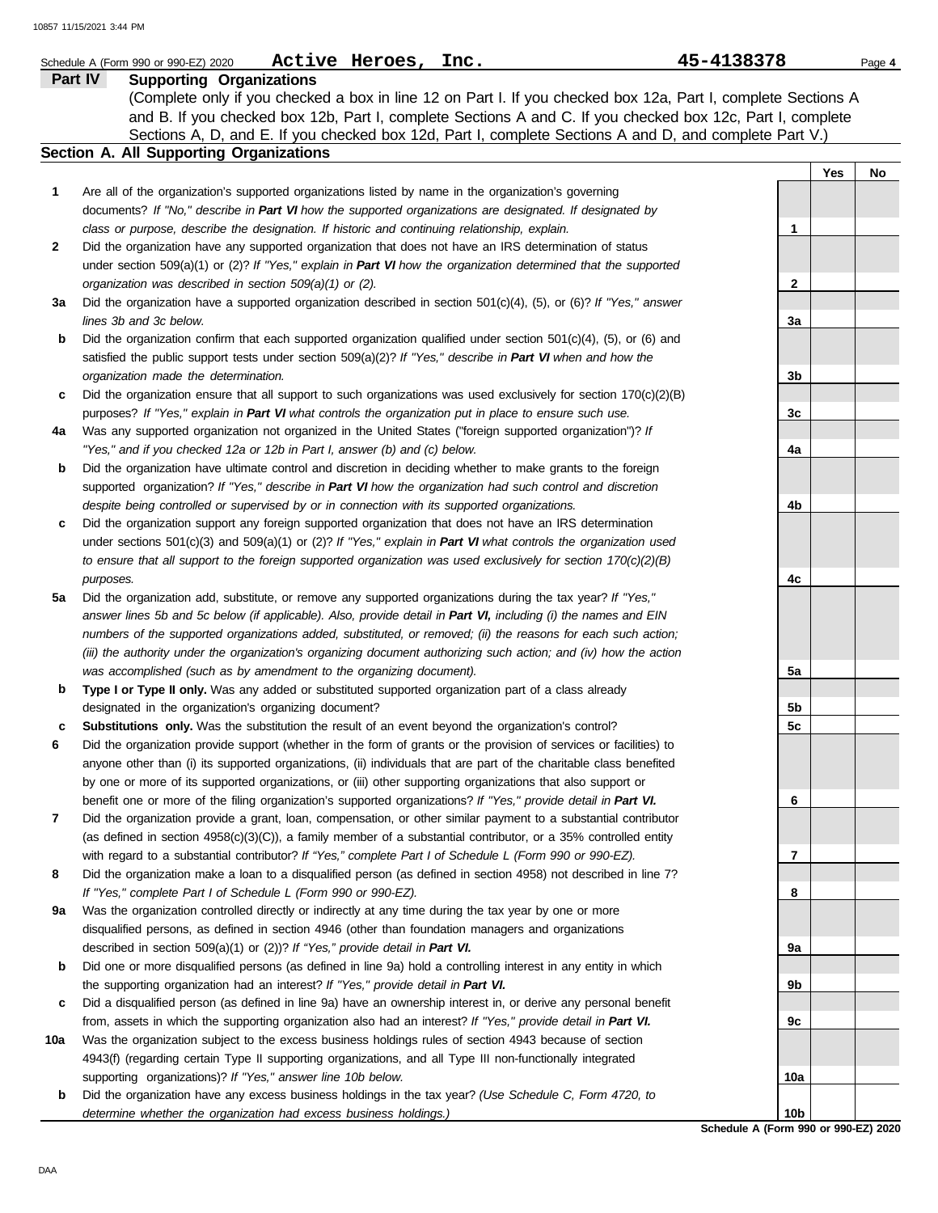Schedule A (Form 990 or 990-EZ) 2020 **Active Heroes, Inc.** **45-4138378**

## Part IV Supporting Organizations

(Complete only if you checked a box in line 12 on Part I. If you checked box 12a, Part I, complete Sections A and B. If you checked box 12b, Part I, complete Sections A and C. If you checked box 12c, Part I, complete Sections A, D, and E. If you checked box 12d, Part I, complete Sections A and D, and complete Part V.)

### Section A. All Supporting Organizations

| | | | Yes | No |
|---|---|---|---|---|
| **1** | Are all of the organization's supported organizations listed by name in the organization's governing documents? *If "No," describe in **Part VI** how the supported organizations are designated. If designated by class or purpose, describe the designation. If historic and continuing relationship, explain.* | 1 | | |
| **2** | Did the organization have any supported organization that does not have an IRS determination of status under section 509(a)(1) or (2)? *If "Yes," explain in **Part VI** how the organization determined that the supported organization was described in section 509(a)(1) or (2).* | 2 | | |
| **3a** | Did the organization have a supported organization described in section 501(c)(4), (5), or (6)? *If "Yes," answer lines 3b and 3c below.* | 3a | | |
| **b** | Did the organization confirm that each supported organization qualified under section 501(c)(4), (5), or (6) and satisfied the public support tests under section 509(a)(2)? *If "Yes," describe in **Part VI** when and how the organization made the determination.* | 3b | | |
| **c** | Did the organization ensure that all support to such organizations was used exclusively for section 170(c)(2)(B) purposes? *If "Yes," explain in **Part VI** what controls the organization put in place to ensure such use.* | 3c | | |
| **4a** | Was any supported organization not organized in the United States ("foreign supported organization")? *If "Yes," and if you checked 12a or 12b in Part I, answer (b) and (c) below.* | 4a | | |
| **b** | Did the organization have ultimate control and discretion in deciding whether to make grants to the foreign supported organization? *If "Yes," describe in **Part VI** how the organization had such control and discretion despite being controlled or supervised by or in connection with its supported organizations.* | 4b | | |
| **c** | Did the organization support any foreign supported organization that does not have an IRS determination under sections 501(c)(3) and 509(a)(1) or (2)? *If "Yes," explain in **Part VI** what controls the organization used to ensure that all support to the foreign supported organization was used exclusively for section 170(c)(2)(B) purposes.* | 4c | | |
| **5a** | Did the organization add, substitute, or remove any supported organizations during the tax year? *If "Yes," answer lines 5b and 5c below (if applicable). Also, provide detail in **Part VI,** including (i) the names and EIN numbers of the supported organizations added, substituted, or removed; (ii) the reasons for each such action; (iii) the authority under the organization's organizing document authorizing such action; and (iv) how the action was accomplished (such as by amendment to the organizing document).* | 5a | | |
| **b** | **Type I or Type II only.** Was any added or substituted supported organization part of a class already designated in the organization's organizing document? | 5b | | |
| **c** | **Substitutions only.** Was the substitution the result of an event beyond the organization's control? | 5c | | |
| **6** | Did the organization provide support (whether in the form of grants or the provision of services or facilities) to anyone other than (i) its supported organizations, (ii) individuals that are part of the charitable class benefited by one or more of its supported organizations, or (iii) other supporting organizations that also support or benefit one or more of the filing organization's supported organizations? *If "Yes," provide detail in **Part VI.*** | 6 | | |
| **7** | Did the organization provide a grant, loan, compensation, or other similar payment to a substantial contributor (as defined in section 4958(c)(3)(C)), a family member of a substantial contributor, or a 35% controlled entity with regard to a substantial contributor? *If "Yes," complete Part I of Schedule L (Form 990 or 990-EZ).* | 7 | | |
| **8** | Did the organization make a loan to a disqualified person (as defined in section 4958) not described in line 7? *If "Yes," complete Part I of Schedule L (Form 990 or 990-EZ).* | 8 | | |
| **9a** | Was the organization controlled directly or indirectly at any time during the tax year by one or more disqualified persons, as defined in section 4946 (other than foundation managers and organizations described in section 509(a)(1) or (2))? *If "Yes," provide detail in **Part VI.*** | 9a | | |
| **b** | Did one or more disqualified persons (as defined in line 9a) hold a controlling interest in any entity in which the supporting organization had an interest? *If "Yes," provide detail in **Part VI.*** | 9b | | |
| **c** | Did a disqualified person (as defined in line 9a) have an ownership interest in, or derive any personal benefit from, assets in which the supporting organization also had an interest? *If "Yes," provide detail in **Part VI.*** | 9c | | |
| **10a** | Was the organization subject to the excess business holdings rules of section 4943 because of section 4943(f) (regarding certain Type II supporting organizations, and all Type III non-functionally integrated supporting organizations)? *If "Yes," answer line 10b below.* | 10a | | |
| **b** | Did the organization have any excess business holdings in the tax year? *(Use Schedule C, Form 4720, to determine whether the organization had excess business holdings.)* | 10b | | |

**Schedule A (Form 990 or 990-EZ) 2020**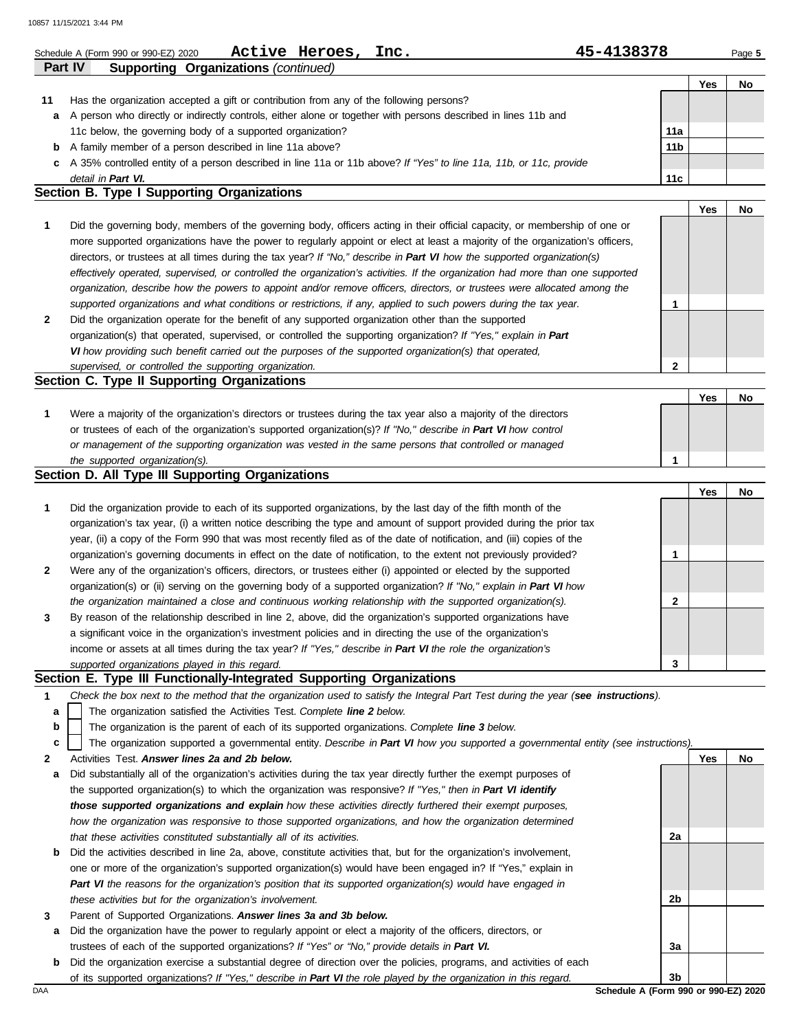Schedule A (Form 990 or 990-EZ) 2020 **Active Heroes, Inc.** **45-4138378**

## Part IV Supporting Organizations *(continued)*

| | | | Yes | No |
|---|---|---|---|---|
| **11** | Has the organization accepted a gift or contribution from any of the following persons? | | | |
| **a** | A person who directly or indirectly controls, either alone or together with persons described in lines 11b and 11c below, the governing body of a supported organization? | **11a** | | |
| **b** | A family member of a person described in line 11a above? | **11b** | | |
| **c** | A 35% controlled entity of a person described in line 11a or 11b above? *If "Yes" to line 11a, 11b, or 11c, provide detail in* ***Part VI.*** | **11c** | | |

### Section B. Type I Supporting Organizations

| | | | Yes | No |
|---|---|---|---|---|
| **1** | Did the governing body, members of the governing body, officers acting in their official capacity, or membership of one or more supported organizations have the power to regularly appoint or elect at least a majority of the organization's officers, directors, or trustees at all times during the tax year? *If "No," describe in* ***Part VI*** *how the supported organization(s) effectively operated, supervised, or controlled the organization's activities. If the organization had more than one supported organization, describe how the powers to appoint and/or remove officers, directors, or trustees were allocated among the supported organizations and what conditions or restrictions, if any, applied to such powers during the tax year.* | **1** | | |
| **2** | Did the organization operate for the benefit of any supported organization other than the supported organization(s) that operated, supervised, or controlled the supporting organization? *If "Yes," explain in* ***Part VI*** *how providing such benefit carried out the purposes of the supported organization(s) that operated, supervised, or controlled the supporting organization.* | **2** | | |

### Section C. Type II Supporting Organizations

| | | | Yes | No |
|---|---|---|---|---|
| **1** | Were a majority of the organization's directors or trustees during the tax year also a majority of the directors or trustees of each of the organization's supported organization(s)? *If "No," describe in* ***Part VI*** *how control or management of the supporting organization was vested in the same persons that controlled or managed the supported organization(s).* | **1** | | |

### Section D. All Type III Supporting Organizations

| | | | Yes | No |
|---|---|---|---|---|
| **1** | Did the organization provide to each of its supported organizations, by the last day of the fifth month of the organization's tax year, (i) a written notice describing the type and amount of support provided during the prior tax year, (ii) a copy of the Form 990 that was most recently filed as of the date of notification, and (iii) copies of the organization's governing documents in effect on the date of notification, to the extent not previously provided? | **1** | | |
| **2** | Were any of the organization's officers, directors, or trustees either (i) appointed or elected by the supported organization(s) or (ii) serving on the governing body of a supported organization? *If "No," explain in* ***Part VI*** *how the organization maintained a close and continuous working relationship with the supported organization(s).* | **2** | | |
| **3** | By reason of the relationship described in line 2, above, did the organization's supported organizations have a significant voice in the organization's investment policies and in directing the use of the organization's income or assets at all times during the tax year? *If "Yes," describe in* ***Part VI*** *the role the organization's supported organizations played in this regard.* | **3** | | |

### Section E. Type III Functionally-Integrated Supporting Organizations

**1** *Check the box next to the method that the organization used to satisfy the Integral Part Test during the year (****see instructions****).*

- **a** ☐ The organization satisfied the Activities Test. *Complete* ***line 2*** *below.*
- **b** ☐ The organization is the parent of each of its supported organizations. *Complete* ***line 3*** *below.*
- **c** ☐ The organization supported a governmental entity. *Describe in* ***Part VI*** *how you supported a governmental entity (see instructions).*

| | | | Yes | No |
|---|---|---|---|---|
| **2** | Activities Test. ***Answer lines 2a and 2b below.*** | | | |
| **a** | Did substantially all of the organization's activities during the tax year directly further the exempt purposes of the supported organization(s) to which the organization was responsive? *If "Yes," then in* ***Part VI identify those supported organizations and explain*** *how these activities directly furthered their exempt purposes, how the organization was responsive to those supported organizations, and how the organization determined that these activities constituted substantially all of its activities.* | **2a** | | |
| **b** | Did the activities described in line 2a, above, constitute activities that, but for the organization's involvement, one or more of the organization's supported organization(s) would have been engaged in? If "Yes," explain in ***Part VI*** *the reasons for the organization's position that its supported organization(s) would have engaged in these activities but for the organization's involvement.* | **2b** | | |
| **3** | Parent of Supported Organizations. ***Answer lines 3a and 3b below.*** | | | |
| **a** | Did the organization have the power to regularly appoint or elect a majority of the officers, directors, or trustees of each of the supported organizations? *If "Yes" or "No," provide details in* ***Part VI.*** | **3a** | | |
| **b** | Did the organization exercise a substantial degree of direction over the policies, programs, and activities of each of its supported organizations? *If "Yes," describe in* ***Part VI*** *the role played by the organization in this regard.* | **3b** | | |

Schedule A (Form 990 or 990-EZ) 2020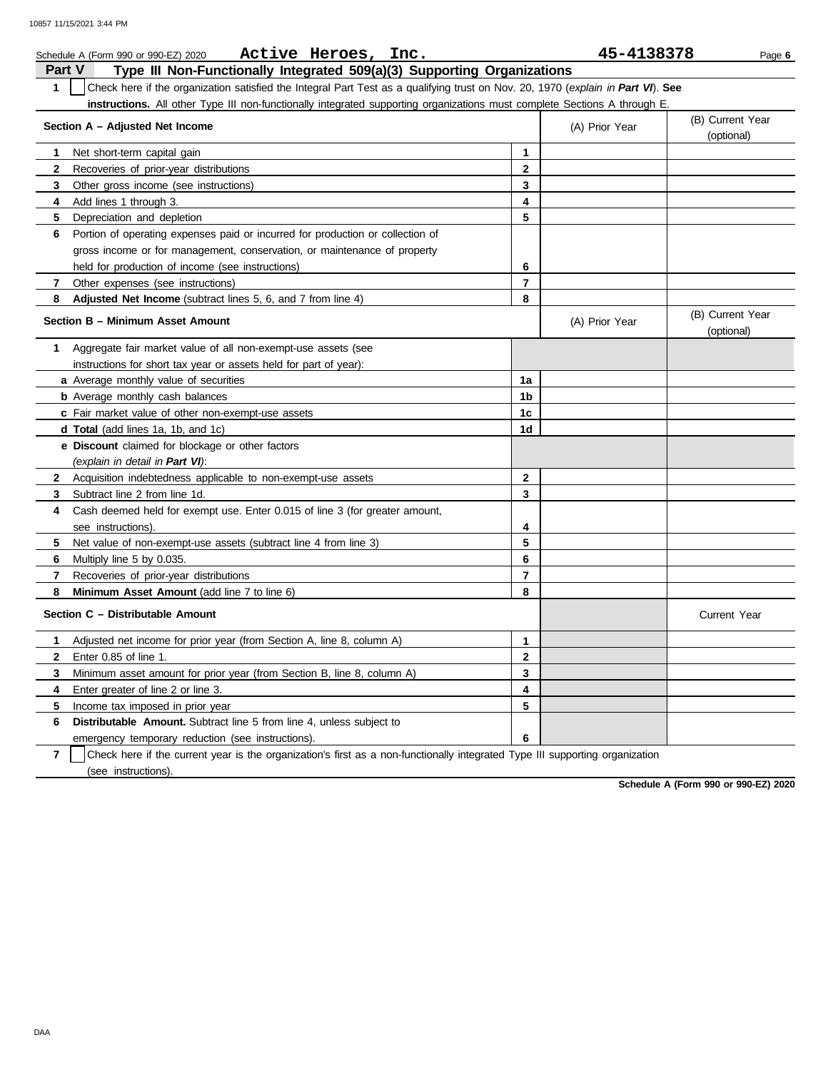Schedule A (Form 990 or 990-EZ) 2020 **Active Heroes, Inc.** **45-4138378**

## Part V — Type III Non-Functionally Integrated 509(a)(3) Supporting Organizations

**1** ☐ Check here if the organization satisfied the Integral Part Test as a qualifying trust on Nov. 20, 1970 (*explain in **Part VI***). **See instructions.** All other Type III non-functionally integrated supporting organizations must complete Sections A through E.

| Section A – Adjusted Net Income | | (A) Prior Year | (B) Current Year (optional) |
|---|---|---|---|
| **1** Net short-term capital gain | 1 | | |
| **2** Recoveries of prior-year distributions | 2 | | |
| **3** Other gross income (see instructions) | 3 | | |
| **4** Add lines 1 through 3. | 4 | | |
| **5** Depreciation and depletion | 5 | | |
| **6** Portion of operating expenses paid or incurred for production or collection of gross income or for management, conservation, or maintenance of property held for production of income (see instructions) | 6 | | |
| **7** Other expenses (see instructions) | 7 | | |
| **8** **Adjusted Net Income** (subtract lines 5, 6, and 7 from line 4) | 8 | | |

| Section B – Minimum Asset Amount | | (A) Prior Year | (B) Current Year (optional) |
|---|---|---|---|
| **1** Aggregate fair market value of all non-exempt-use assets (see instructions for short tax year or assets held for part of year): | | | |
| **a** Average monthly value of securities | 1a | | |
| **b** Average monthly cash balances | 1b | | |
| **c** Fair market value of other non-exempt-use assets | 1c | | |
| **d** **Total** (add lines 1a, 1b, and 1c) | 1d | | |
| **e** **Discount** claimed for blockage or other factors (*explain in detail in **Part VI***): | | | |
| **2** Acquisition indebtedness applicable to non-exempt-use assets | 2 | | |
| **3** Subtract line 2 from line 1d. | 3 | | |
| **4** Cash deemed held for exempt use. Enter 0.015 of line 3 (for greater amount, see instructions). | 4 | | |
| **5** Net value of non-exempt-use assets (subtract line 4 from line 3) | 5 | | |
| **6** Multiply line 5 by 0.035. | 6 | | |
| **7** Recoveries of prior-year distributions | 7 | | |
| **8** **Minimum Asset Amount** (add line 7 to line 6) | 8 | | |

| Section C – Distributable Amount | | | Current Year |
|---|---|---|---|
| **1** Adjusted net income for prior year (from Section A, line 8, column A) | 1 | | |
| **2** Enter 0.85 of line 1. | 2 | | |
| **3** Minimum asset amount for prior year (from Section B, line 8, column A) | 3 | | |
| **4** Enter greater of line 2 or line 3. | 4 | | |
| **5** Income tax imposed in prior year | 5 | | |
| **6** **Distributable Amount.** Subtract line 5 from line 4, unless subject to emergency temporary reduction (see instructions). | 6 | | |

**7** ☐ Check here if the current year is the organization's first as a non-functionally integrated Type III supporting organization (see instructions).

**Schedule A (Form 990 or 990-EZ) 2020**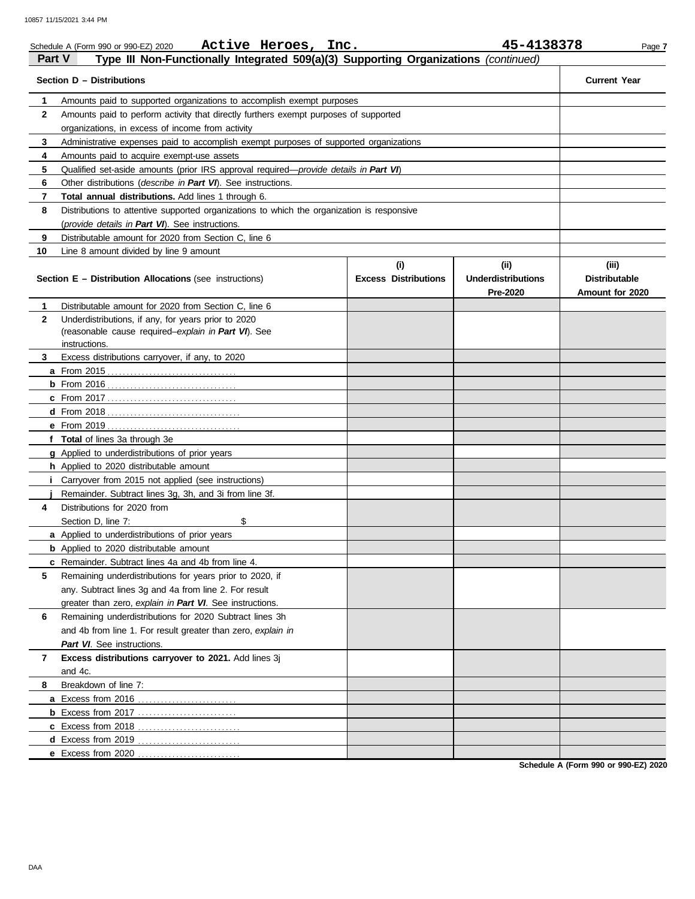Schedule A (Form 990 or 990-EZ) 2020 **Active Heroes, Inc.** **45-4138378**

## Part V — Type III Non-Functionally Integrated 509(a)(3) Supporting Organizations *(continued)*

| **Section D – Distributions** | | **Current Year** |
|---|---|---|
| 1 | Amounts paid to supported organizations to accomplish exempt purposes | |
| 2 | Amounts paid to perform activity that directly furthers exempt purposes of supported organizations, in excess of income from activity | |
| 3 | Administrative expenses paid to accomplish exempt purposes of supported organizations | |
| 4 | Amounts paid to acquire exempt-use assets | |
| 5 | Qualified set-aside amounts (prior IRS approval required—*provide details in **Part VI***) | |
| 6 | Other distributions (*describe in **Part VI***). See instructions. | |
| 7 | **Total annual distributions.** Add lines 1 through 6. | |
| 8 | Distributions to attentive supported organizations to which the organization is responsive (*provide details in **Part VI***). See instructions. | |
| 9 | Distributable amount for 2020 from Section C, line 6 | |
| 10 | Line 8 amount divided by line 9 amount | |

| **Section E – Distribution Allocations** (see instructions) | | **(i) Excess Distributions** | **(ii) Underdistributions Pre-2020** | **(iii) Distributable Amount for 2020** |
|---|---|---|---|---|
| 1 | Distributable amount for 2020 from Section C, line 6 | | | |
| 2 | Underdistributions, if any, for years prior to 2020 (reasonable cause required–*explain in **Part VI***). See instructions. | | | |
| 3 | Excess distributions carryover, if any, to 2020 | | | |
| a | From 2015 | | | |
| b | From 2016 | | | |
| c | From 2017 | | | |
| d | From 2018 | | | |
| e | From 2019 | | | |
| f | **Total** of lines 3a through 3e | | | |
| g | Applied to underdistributions of prior years | | | |
| h | Applied to 2020 distributable amount | | | |
| i | Carryover from 2015 not applied (see instructions) | | | |
| j | Remainder. Subtract lines 3g, 3h, and 3i from line 3f. | | | |
| 4 | Distributions for 2020 from Section D, line 7: $ | | | |
| a | Applied to underdistributions of prior years | | | |
| b | Applied to 2020 distributable amount | | | |
| c | Remainder. Subtract lines 4a and 4b from line 4. | | | |
| 5 | Remaining underdistributions for years prior to 2020, if any. Subtract lines 3g and 4a from line 2. For result greater than zero, *explain in **Part VI***. See instructions. | | | |
| 6 | Remaining underdistributions for 2020 Subtract lines 3h and 4b from line 1. For result greater than zero, *explain in **Part VI***. See instructions. | | | |
| 7 | **Excess distributions carryover to 2021.** Add lines 3j and 4c. | | | |
| 8 | Breakdown of line 7: | | | |
| a | Excess from 2016 | | | |
| b | Excess from 2017 | | | |
| c | Excess from 2018 | | | |
| d | Excess from 2019 | | | |
| e | Excess from 2020 | | | |

**Schedule A (Form 990 or 990-EZ) 2020**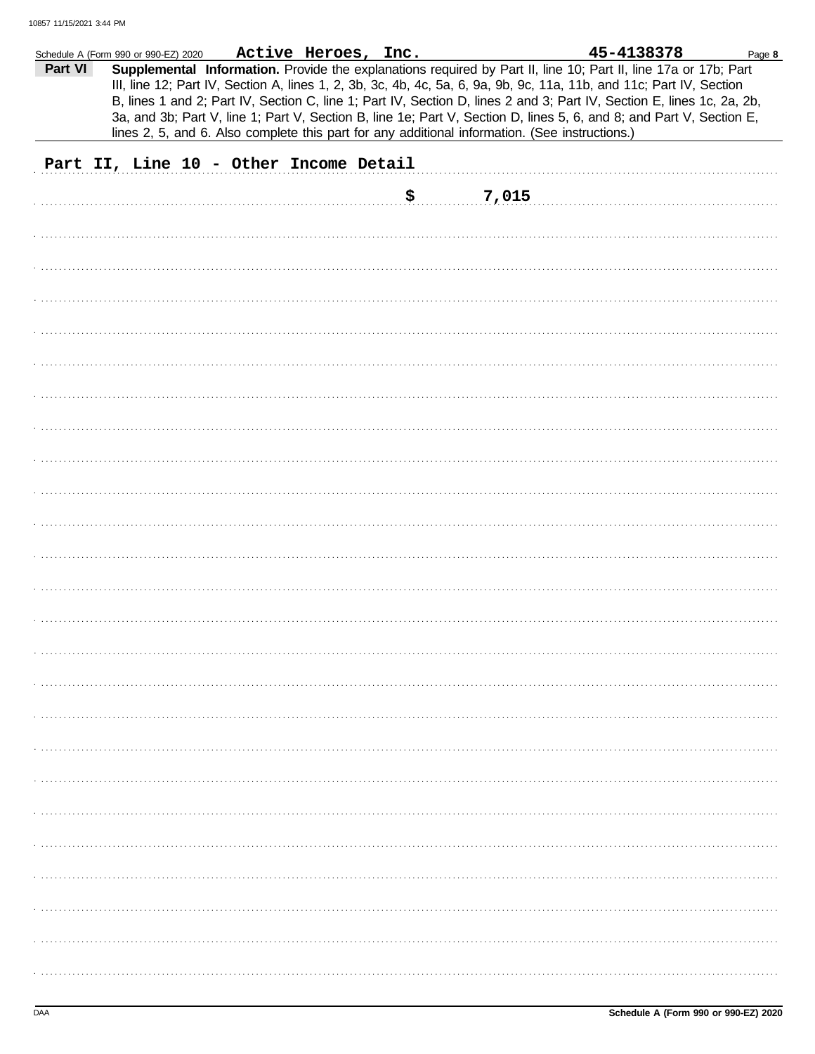Schedule A (Form 990 or 990-EZ) 2020 **Active Heroes, Inc.** **45-4138378**

**Part VI** **Supplemental Information.** Provide the explanations required by Part II, line 10; Part II, line 17a or 17b; Part III, line 12; Part IV, Section A, lines 1, 2, 3b, 3c, 4b, 4c, 5a, 6, 9a, 9b, 9c, 11a, 11b, and 11c; Part IV, Section B, lines 1 and 2; Part IV, Section C, line 1; Part IV, Section D, lines 2 and 3; Part IV, Section E, lines 1c, 2a, 2b, 3a, and 3b; Part V, line 1; Part V, Section B, line 1e; Part V, Section D, lines 5, 6, and 8; and Part V, Section E, lines 2, 5, and 6. Also complete this part for any additional information. (See instructions.)

**Part II, Line 10 - Other Income Detail**

$ 7,015

Schedule A (Form 990 or 990-EZ) 2020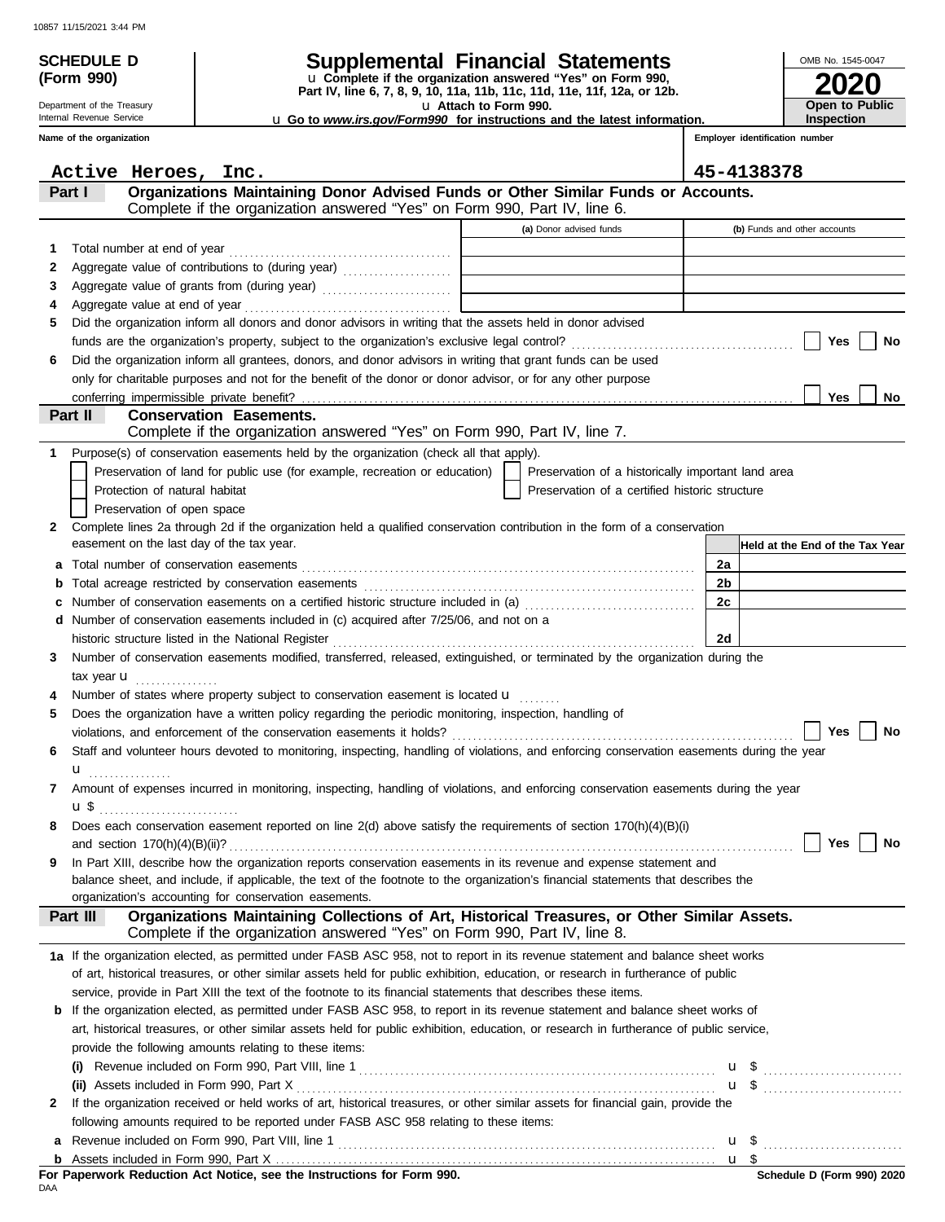10857 11/15/2021 3:44 PM

**SCHEDULE D (Form 990)**

Department of the Treasury
Internal Revenue Service

# Supplemental Financial Statements

u Complete if the organization answered "Yes" on Form 990, Part IV, line 6, 7, 8, 9, 10, 11a, 11b, 11c, 11d, 11e, 11f, 12a, or 12b.

u Attach to Form 990.

u Go to *www.irs.gov/Form990* for instructions and the latest information.

OMB No. 1545-0047

**2020**

**Open to Public Inspection**

| Name of the organization | Employer identification number |
|---|---|
| Active Heroes, Inc. | 45-4138378 |

## Part I — Organizations Maintaining Donor Advised Funds or Other Similar Funds or Accounts.
Complete if the organization answered "Yes" on Form 990, Part IV, line 6.

| | | (a) Donor advised funds | (b) Funds and other accounts |
|---|---|---|---|
| 1 | Total number at end of year | | |
| 2 | Aggregate value of contributions to (during year) | | |
| 3 | Aggregate value of grants from (during year) | | |
| 4 | Aggregate value at end of year | | |

5 Did the organization inform all donors and donor advisors in writing that the assets held in donor advised funds are the organization's property, subject to the organization's exclusive legal control? ☐ Yes ☐ No

6 Did the organization inform all grantees, donors, and donor advisors in writing that grant funds can be used only for charitable purposes and not for the benefit of the donor or donor advisor, or for any other purpose conferring impermissible private benefit? ☐ Yes ☐ No

## Part II — Conservation Easements.
Complete if the organization answered "Yes" on Form 990, Part IV, line 7.

1 Purpose(s) of conservation easements held by the organization (check all that apply).

- ☐ Preservation of land for public use (for example, recreation or education)
- ☐ Preservation of a historically important land area
- ☐ Protection of natural habitat
- ☐ Preservation of a certified historic structure
- ☐ Preservation of open space

2 Complete lines 2a through 2d if the organization held a qualified conservation contribution in the form of a conservation easement on the last day of the tax year.

| | | | Held at the End of the Tax Year |
|---|---|---|---|
| a | Total number of conservation easements | 2a | |
| b | Total acreage restricted by conservation easements | 2b | |
| c | Number of conservation easements on a certified historic structure included in (a) | 2c | |
| d | Number of conservation easements included in (c) acquired after 7/25/06, and not on a historic structure listed in the National Register | 2d | |

3 Number of conservation easements modified, transferred, released, extinguished, or terminated by the organization during the tax year u

4 Number of states where property subject to conservation easement is located u

5 Does the organization have a written policy regarding the periodic monitoring, inspection, handling of violations, and enforcement of the conservation easements it holds? ☐ Yes ☐ No

6 Staff and volunteer hours devoted to monitoring, inspecting, handling of violations, and enforcing conservation easements during the year u

7 Amount of expenses incurred in monitoring, inspecting, handling of violations, and enforcing conservation easements during the year u $

8 Does each conservation easement reported on line 2(d) above satisfy the requirements of section 170(h)(4)(B)(i) and section 170(h)(4)(B)(ii)? ☐ Yes ☐ No

9 In Part XIII, describe how the organization reports conservation easements in its revenue and expense statement and balance sheet, and include, if applicable, the text of the footnote to the organization's financial statements that describes the organization's accounting for conservation easements.

## Part III — Organizations Maintaining Collections of Art, Historical Treasures, or Other Similar Assets.
Complete if the organization answered "Yes" on Form 990, Part IV, line 8.

1a If the organization elected, as permitted under FASB ASC 958, not to report in its revenue statement and balance sheet works of art, historical treasures, or other similar assets held for public exhibition, education, or research in furtherance of public service, provide in Part XIII the text of the footnote to its financial statements that describes these items.

b If the organization elected, as permitted under FASB ASC 958, to report in its revenue statement and balance sheet works of art, historical treasures, or other similar assets held for public exhibition, education, or research in furtherance of public service, provide the following amounts relating to these items:

(i) Revenue included on Form 990, Part VIII, line 1 u $

(ii) Assets included in Form 990, Part X u $

2 If the organization received or held works of art, historical treasures, or other similar assets for financial gain, provide the following amounts required to be reported under FASB ASC 958 relating to these items:

a Revenue included on Form 990, Part VIII, line 1 u $

b Assets included in Form 990, Part X u $

**For Paperwork Reduction Act Notice, see the Instructions for Form 990.**

DAA

**Schedule D (Form 990) 2020**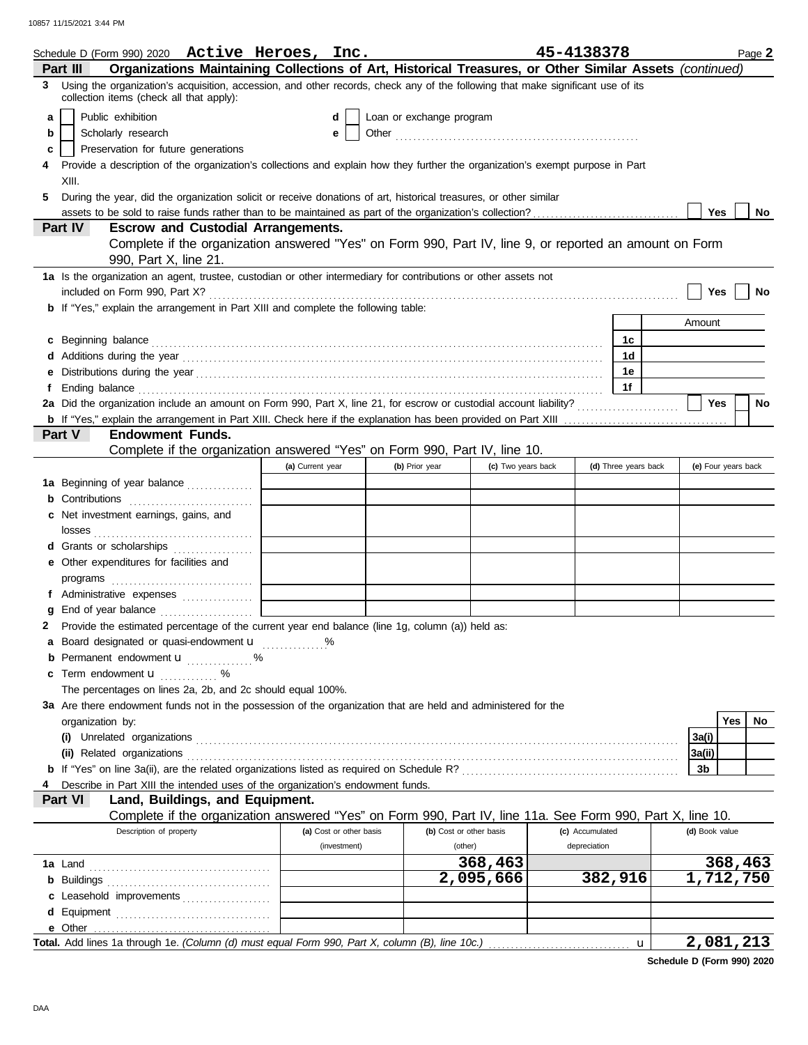Schedule D (Form 990) 2020 **Active Heroes, Inc.** **45-4138378** Page **2**

## Part III Organizations Maintaining Collections of Art, Historical Treasures, or Other Similar Assets *(continued)*

**3** Using the organization's acquisition, accession, and other records, check any of the following that make significant use of its collection items (check all that apply):

- **a** ☐ Public exhibition
- **b** ☐ Scholarly research
- **c** ☐ Preservation for future generations
- **d** ☐ Loan or exchange program
- **e** ☐ Other

**4** Provide a description of the organization's collections and explain how they further the organization's exempt purpose in Part XIII.

**5** During the year, did the organization solicit or receive donations of art, historical treasures, or other similar assets to be sold to raise funds rather than to be maintained as part of the organization's collection? ☐ Yes ☐ No

## Part IV Escrow and Custodial Arrangements.

Complete if the organization answered "Yes" on Form 990, Part IV, line 9, or reported an amount on Form 990, Part X, line 21.

**1a** Is the organization an agent, trustee, custodian or other intermediary for contributions or other assets not included on Form 990, Part X? ☐ Yes ☐ No

**b** If "Yes," explain the arrangement in Part XIII and complete the following table:

| | | Amount |
|---|---|---|
| **c** Beginning balance | 1c | |
| **d** Additions during the year | 1d | |
| **e** Distributions during the year | 1e | |
| **f** Ending balance | 1f | |

**2a** Did the organization include an amount on Form 990, Part X, line 21, for escrow or custodial account liability? ☐ Yes ☐ No

**b** If "Yes," explain the arrangement in Part XIII. Check here if the explanation has been provided on Part XIII ☐

## Part V Endowment Funds.

Complete if the organization answered "Yes" on Form 990, Part IV, line 10.

| | (a) Current year | (b) Prior year | (c) Two years back | (d) Three years back | (e) Four years back |
|---|---|---|---|---|---|
| **1a** Beginning of year balance | | | | | |
| **b** Contributions | | | | | |
| **c** Net investment earnings, gains, and losses | | | | | |
| **d** Grants or scholarships | | | | | |
| **e** Other expenditures for facilities and programs | | | | | |
| **f** Administrative expenses | | | | | |
| **g** End of year balance | | | | | |

**2** Provide the estimated percentage of the current year end balance (line 1g, column (a)) held as:

- **a** Board designated or quasi-endowment u %
- **b** Permanent endowment u %
- **c** Term endowment u %

The percentages on lines 2a, 2b, and 2c should equal 100%.

**3a** Are there endowment funds not in the possession of the organization that are held and administered for the organization by:

| | | Yes | No |
|---|---|---|---|
| **(i)** Unrelated organizations | 3a(i) | | |
| **(ii)** Related organizations | 3a(ii) | | |
| **b** If "Yes" on line 3a(ii), are the related organizations listed as required on Schedule R? | 3b | | |

**4** Describe in Part XIII the intended uses of the organization's endowment funds.

## Part VI Land, Buildings, and Equipment.

Complete if the organization answered "Yes" on Form 990, Part IV, line 11a. See Form 990, Part X, line 10.

| Description of property | (a) Cost or other basis (investment) | (b) Cost or other basis (other) | (c) Accumulated depreciation | (d) Book value |
|---|---|---|---|---|
| **1a** Land | | 368,463 | | 368,463 |
| **b** Buildings | | 2,095,666 | 382,916 | 1,712,750 |
| **c** Leasehold improvements | | | | |
| **d** Equipment | | | | |
| **e** Other | | | | |
| **Total.** Add lines 1a through 1e. *(Column (d) must equal Form 990, Part X, column (B), line 10c.)* u | | | | 2,081,213 |

**Schedule D (Form 990) 2020**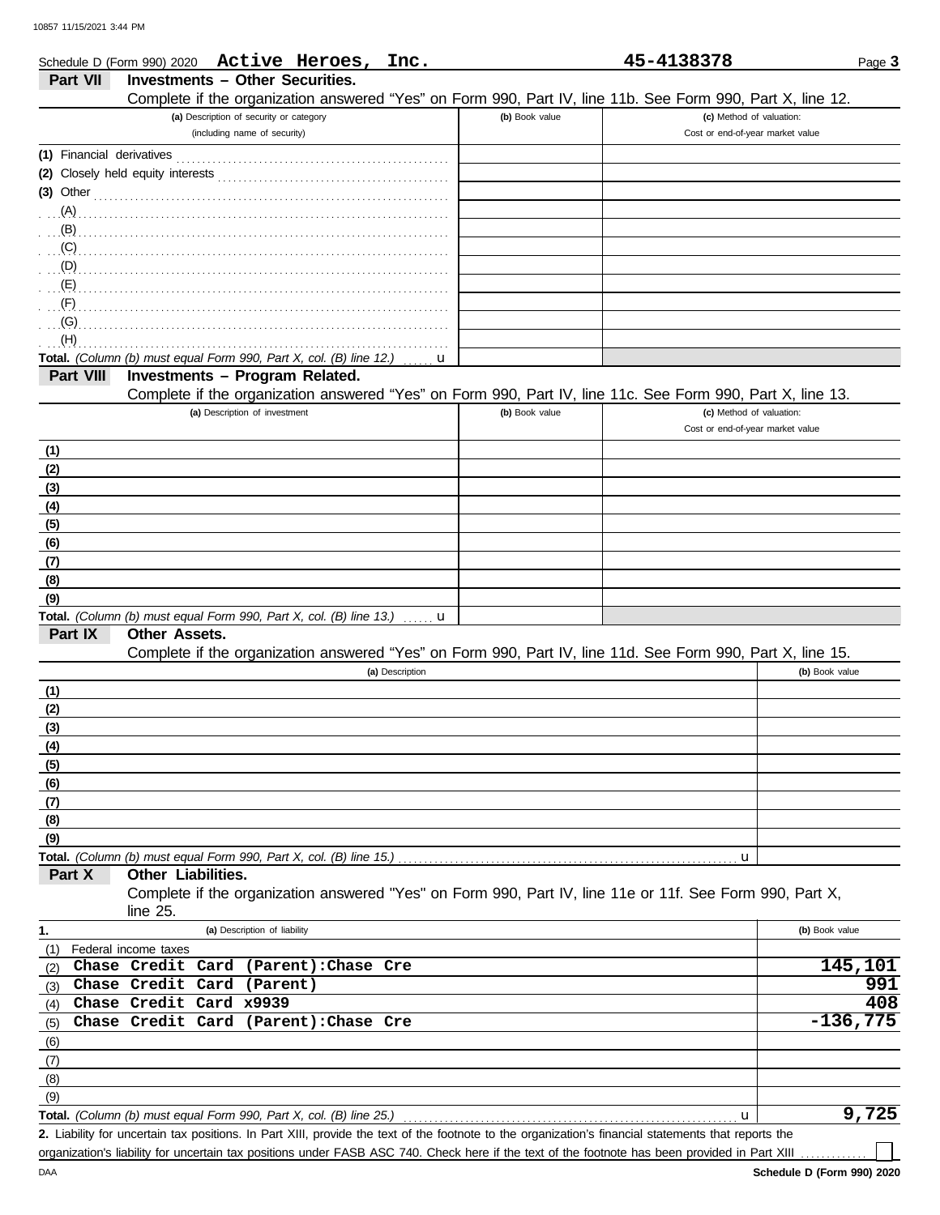Schedule D (Form 990) 2020 **Active Heroes, Inc.** **45-4138378** Page **3**

## Part VII Investments – Other Securities.

Complete if the organization answered "Yes" on Form 990, Part IV, line 11b. See Form 990, Part X, line 12.

| (a) Description of security or category (including name of security) | (b) Book value | (c) Method of valuation: Cost or end-of-year market value |
|---|---|---|
| (1) Financial derivatives | | |
| (2) Closely held equity interests | | |
| (3) Other | | |
| (A) | | |
| (B) | | |
| (C) | | |
| (D) | | |
| (E) | | |
| (F) | | |
| (G) | | |
| (H) | | |
| **Total.** *(Column (b) must equal Form 990, Part X, col. (B) line 12.)* u | | |

## Part VIII Investments – Program Related.

Complete if the organization answered "Yes" on Form 990, Part IV, line 11c. See Form 990, Part X, line 13.

| (a) Description of investment | (b) Book value | (c) Method of valuation: Cost or end-of-year market value |
|---|---|---|
| (1) | | |
| (2) | | |
| (3) | | |
| (4) | | |
| (5) | | |
| (6) | | |
| (7) | | |
| (8) | | |
| (9) | | |
| **Total.** *(Column (b) must equal Form 990, Part X, col. (B) line 13.)* u | | |

## Part IX Other Assets.

Complete if the organization answered "Yes" on Form 990, Part IV, line 11d. See Form 990, Part X, line 15.

| (a) Description | (b) Book value |
|---|---|
| (1) | |
| (2) | |
| (3) | |
| (4) | |
| (5) | |
| (6) | |
| (7) | |
| (8) | |
| (9) | |
| **Total.** *(Column (b) must equal Form 990, Part X, col. (B) line 15.)* u | |

## Part X Other Liabilities.

Complete if the organization answered "Yes" on Form 990, Part IV, line 11e or 11f. See Form 990, Part X, line 25.

| 1. (a) Description of liability | (b) Book value |
|---|---|
| (1) Federal income taxes | |
| (2) Chase Credit Card (Parent):Chase Cre | 145,101 |
| (3) Chase Credit Card (Parent) | 991 |
| (4) Chase Credit Card x9939 | 408 |
| (5) Chase Credit Card (Parent):Chase Cre | -136,775 |
| (6) | |
| (7) | |
| (8) | |
| (9) | |
| **Total.** *(Column (b) must equal Form 990, Part X, col. (B) line 25.)* u | 9,725 |

**2.** Liability for uncertain tax positions. In Part XIII, provide the text of the footnote to the organization's financial statements that reports the organization's liability for uncertain tax positions under FASB ASC 740. Check here if the text of the footnote has been provided in Part XIII ☐

DAA **Schedule D (Form 990) 2020**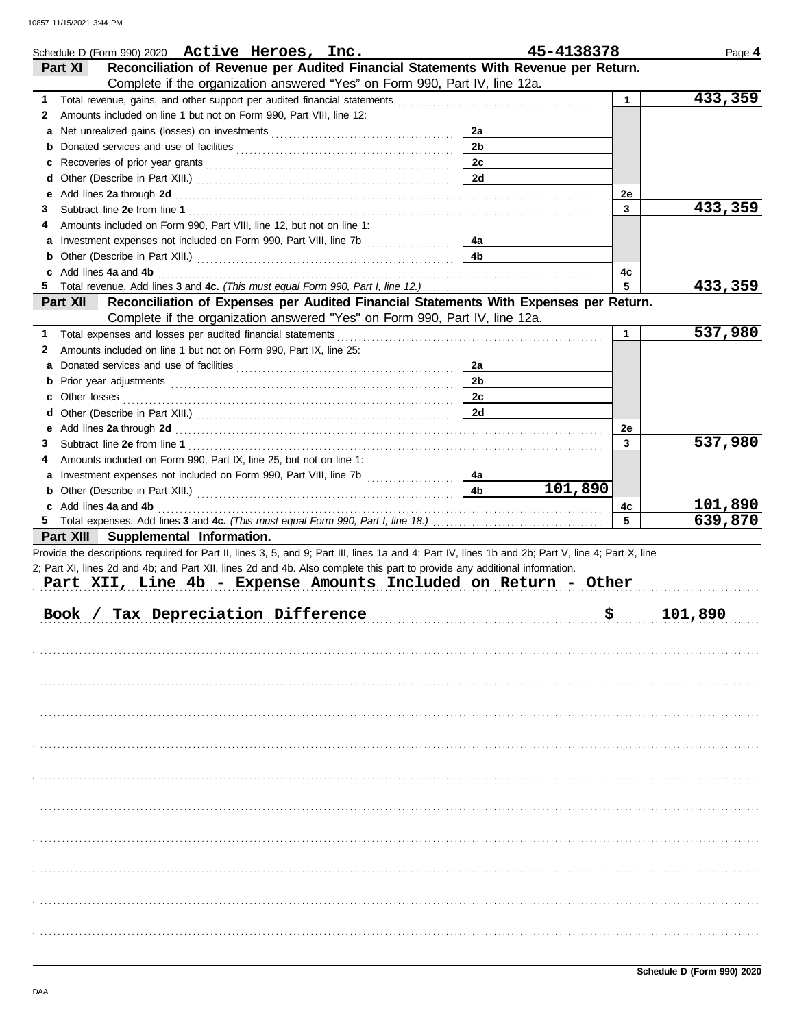Schedule D (Form 990) 2020 **Active Heroes, Inc.** **45-4138378** Page **4**

## Part XI Reconciliation of Revenue per Audited Financial Statements With Revenue per Return.

Complete if the organization answered "Yes" on Form 990, Part IV, line 12a.

| | | | | | |
|---|---|---|---|---|---|
| **1** | Total revenue, gains, and other support per audited financial statements | | | 1 | 433,359 |
| **2** | Amounts included on line 1 but not on Form 990, Part VIII, line 12: | | | | |
| **a** | Net unrealized gains (losses) on investments | 2a | | | |
| **b** | Donated services and use of facilities | 2b | | | |
| **c** | Recoveries of prior year grants | 2c | | | |
| **d** | Other (Describe in Part XIII.) | 2d | | | |
| **e** | Add lines **2a** through **2d** | | | 2e | |
| **3** | Subtract line **2e** from line **1** | | | 3 | 433,359 |
| **4** | Amounts included on Form 990, Part VIII, line 12, but not on line 1: | | | | |
| **a** | Investment expenses not included on Form 990, Part VIII, line 7b | 4a | | | |
| **b** | Other (Describe in Part XIII.) | 4b | | | |
| **c** | Add lines **4a** and **4b** | | | 4c | |
| **5** | Total revenue. Add lines **3** and **4c.** *(This must equal Form 990, Part I, line 12.)* | | | 5 | 433,359 |

## Part XII Reconciliation of Expenses per Audited Financial Statements With Expenses per Return.

Complete if the organization answered "Yes" on Form 990, Part IV, line 12a.

| | | | | | |
|---|---|---|---|---|---|
| **1** | Total expenses and losses per audited financial statements | | | 1 | 537,980 |
| **2** | Amounts included on line 1 but not on Form 990, Part IX, line 25: | | | | |
| **a** | Donated services and use of facilities | 2a | | | |
| **b** | Prior year adjustments | 2b | | | |
| **c** | Other losses | 2c | | | |
| **d** | Other (Describe in Part XIII.) | 2d | | | |
| **e** | Add lines **2a** through **2d** | | | 2e | |
| **3** | Subtract line **2e** from line **1** | | | 3 | 537,980 |
| **4** | Amounts included on Form 990, Part IX, line 25, but not on line 1: | | | | |
| **a** | Investment expenses not included on Form 990, Part VIII, line 7b | 4a | | | |
| **b** | Other (Describe in Part XIII.) | 4b | 101,890 | | |
| **c** | Add lines **4a** and **4b** | | | 4c | 101,890 |
| **5** | Total expenses. Add lines **3** and **4c.** *(This must equal Form 990, Part I, line 18.)* | | | 5 | 639,870 |

## Part XIII Supplemental Information.

Provide the descriptions required for Part II, lines 3, 5, and 9; Part III, lines 1a and 4; Part IV, lines 1b and 2b; Part V, line 4; Part X, line 2; Part XI, lines 2d and 4b; and Part XII, lines 2d and 4b. Also complete this part to provide any additional information.

**Part XII, Line 4b - Expense Amounts Included on Return - Other**

| | |
|---|---|
| Book / Tax Depreciation Difference | $ 101,890 |

Schedule D (Form 990) 2020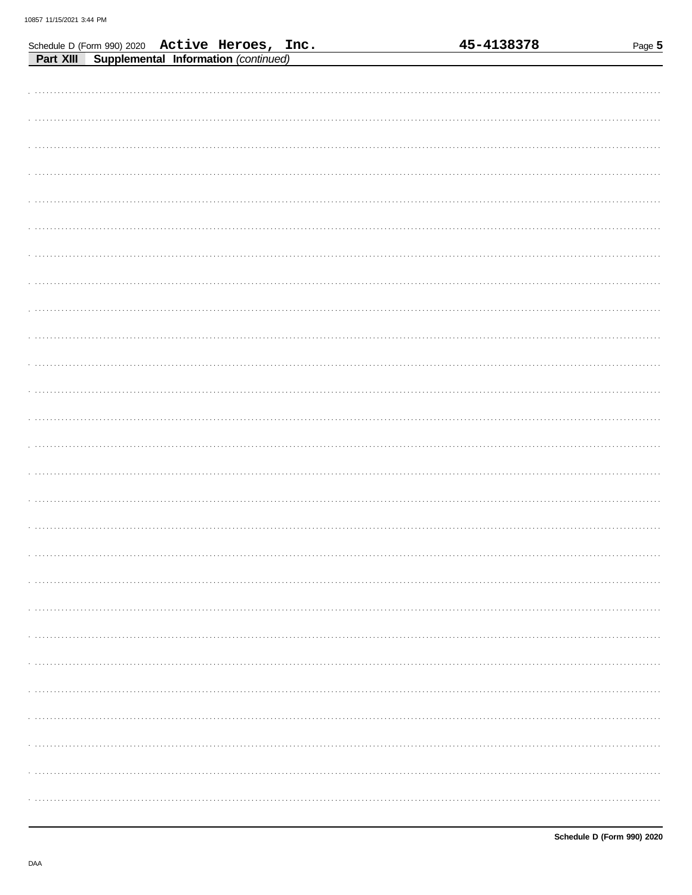Schedule D (Form 990) 2020 **Active Heroes, Inc.** **45-4138378**

**Part XIII Supplemental Information** *(continued)*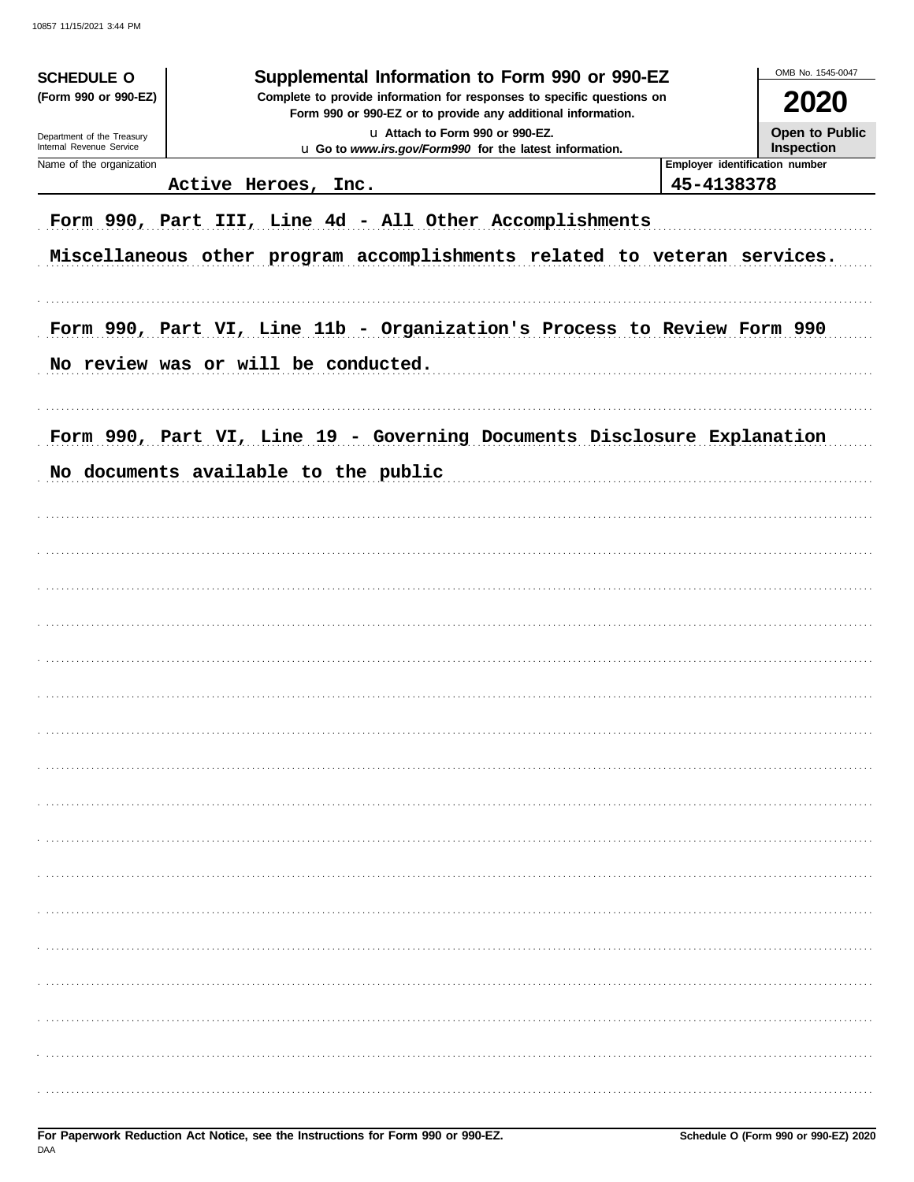**SCHEDULE O (Form 990 or 990-EZ)**

Department of the Treasury
Internal Revenue Service

# Supplemental Information to Form 990 or 990-EZ

**Complete to provide information for responses to specific questions on Form 990 or 990-EZ or to provide any additional information.**

u Attach to Form 990 or 990-EZ.

u Go to *www.irs.gov/Form990* for the latest information.

OMB No. 1545-0047

**2020**

**Open to Public Inspection**

| Name of the organization | Employer identification number |
|---|---|
| Active Heroes, Inc. | 45-4138378 |

Form 990, Part III, Line 4d - All Other Accomplishments

Miscellaneous other program accomplishments related to veteran services.

Form 990, Part VI, Line 11b - Organization's Process to Review Form 990

No review was or will be conducted.

Form 990, Part VI, Line 19 - Governing Documents Disclosure Explanation

No documents available to the public

**For Paperwork Reduction Act Notice, see the Instructions for Form 990 or 990-EZ.**

DAA

**Schedule O (Form 990 or 990-EZ) 2020**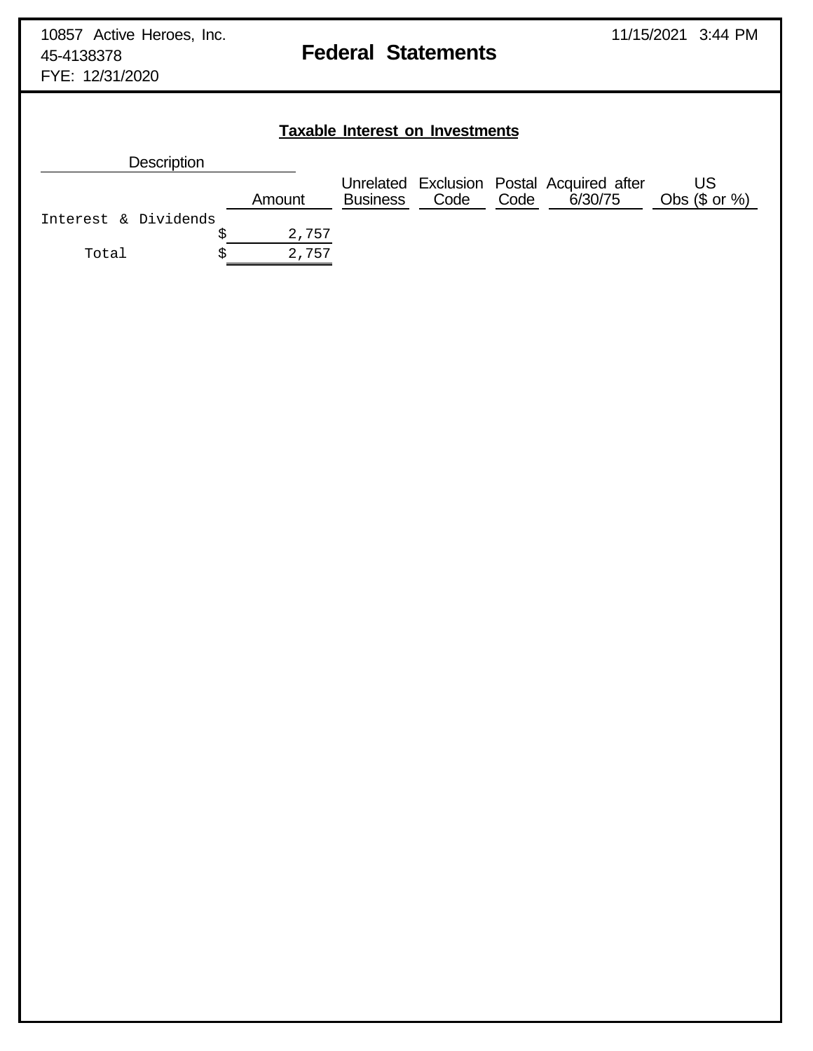10857 Active Heroes, Inc.
45-4138378
FYE: 12/31/2020

11/15/2021 3:44 PM

# Federal Statements

## Taxable Interest on Investments

| Description | Amount | Unrelated Business | Exclusion Code | Postal Code | Acquired after 6/30/75 | US Obs ($ or %) |
|---|---|---|---|---|---|---|
| Interest & Dividends | $ 2,757 | | | | | |
| Total | $ 2,757 | | | | | |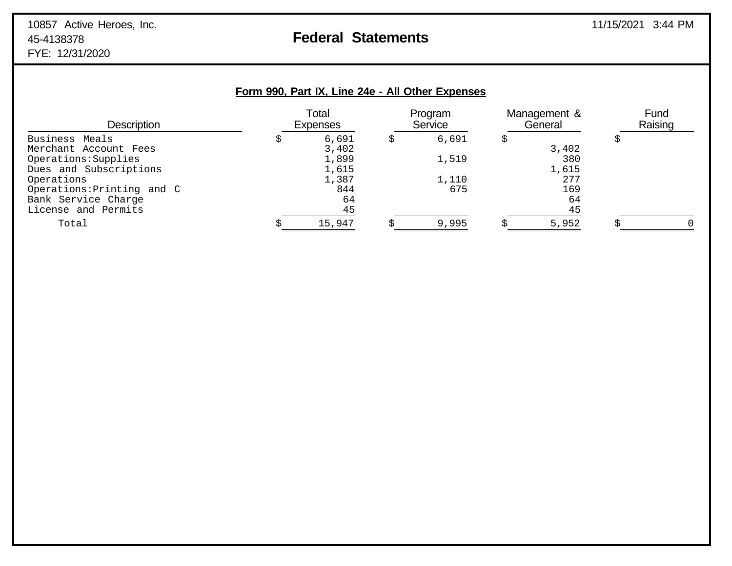10857 Active Heroes, Inc.
45-4138378
FYE: 12/31/2020

# Federal Statements

11/15/2021 3:44 PM

## Form 990, Part IX, Line 24e - All Other Expenses

| Description | Total Expenses | Program Service | Management & General | Fund Raising |
|---|---|---|---|---|
| Business Meals | $ 6,691 | $ 6,691 | $ | $ |
| Merchant Account Fees | 3,402 | | 3,402 | |
| Operations:Supplies | 1,899 | 1,519 | 380 | |
| Dues and Subscriptions | 1,615 | | 1,615 | |
| Operations | 1,387 | 1,110 | 277 | |
| Operations:Printing and C | 844 | 675 | 169 | |
| Bank Service Charge | 64 | | 64 | |
| License and Permits | 45 | | 45 | |
| Total | $ 15,947 | $ 9,995 | $ 5,952 | $ 0 |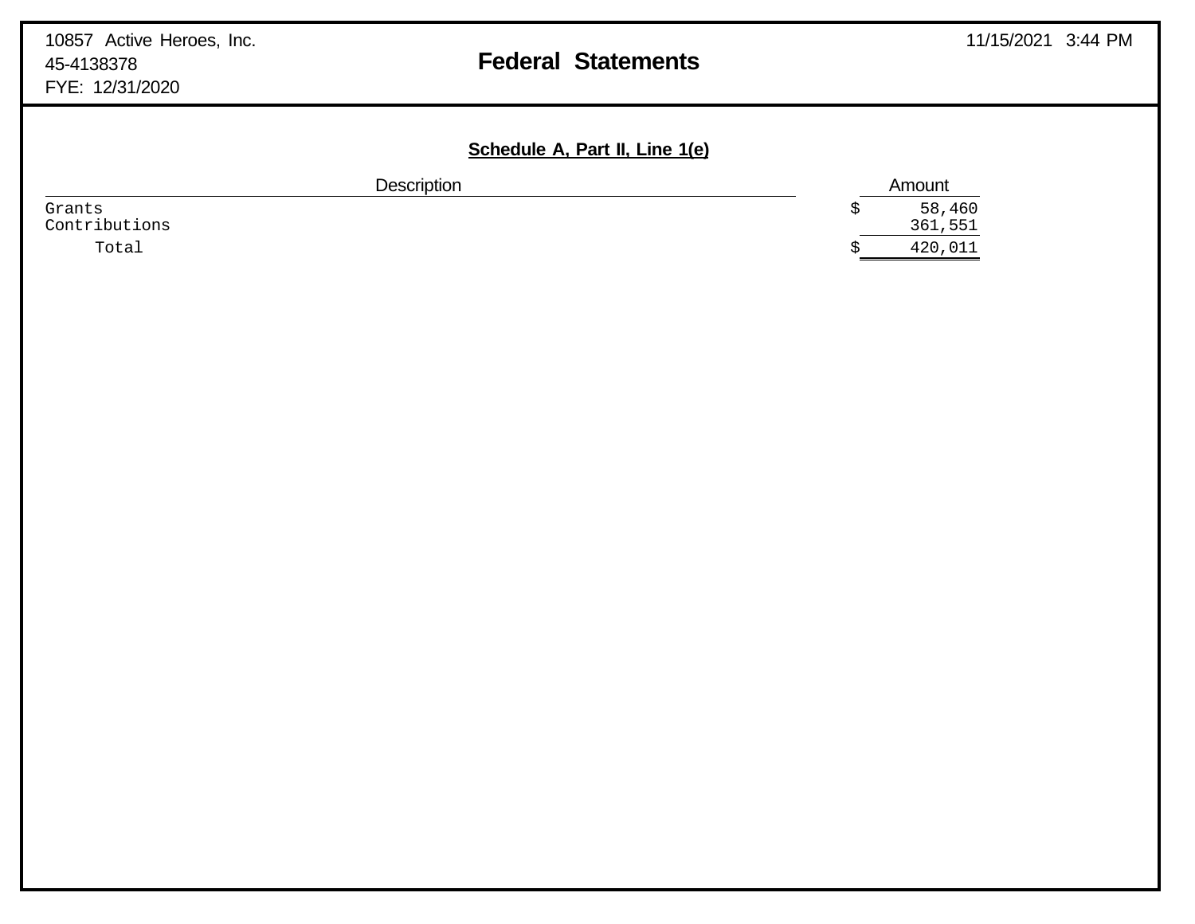10857 Active Heroes, Inc.
45-4138378
FYE: 12/31/2020

# Federal Statements

## Schedule A, Part II, Line 1(e)

| Description | Amount |
|---|---|
| Grants | $ 58,460 |
| Contributions | 361,551 |
| Total | $ 420,011 |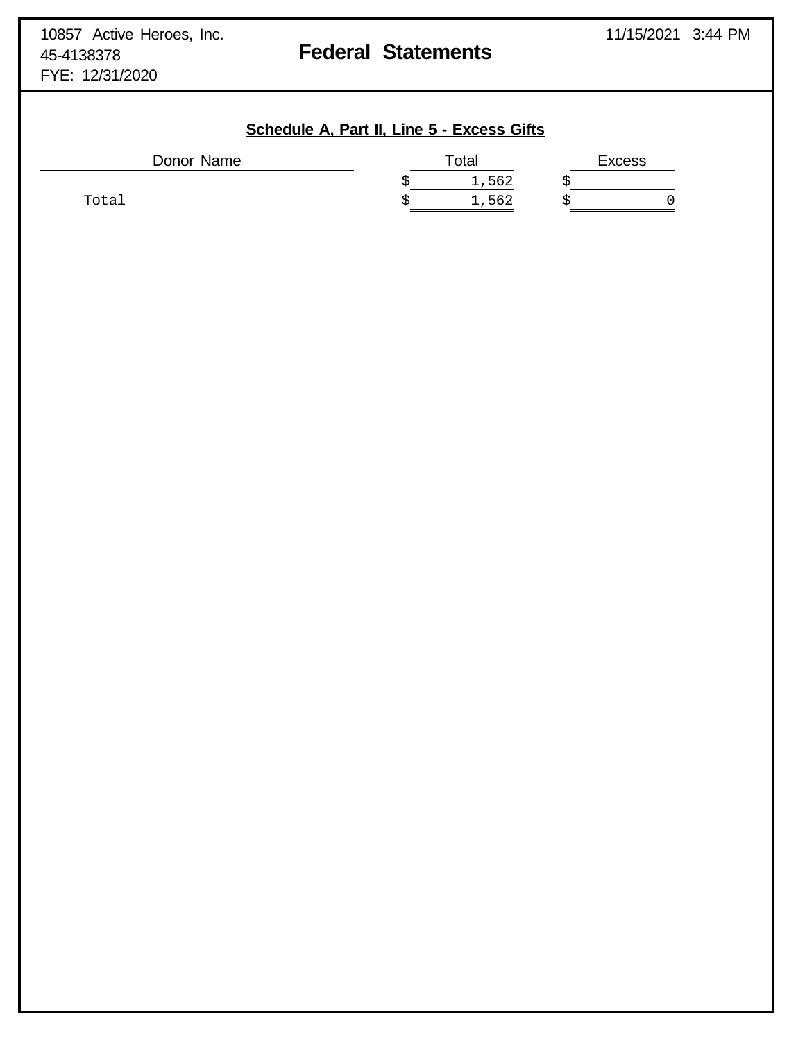10857 Active Heroes, Inc.
45-4138378
FYE: 12/31/2020

# Federal Statements

11/15/2021 3:44 PM

## Schedule A, Part II, Line 5 - Excess Gifts

| Donor Name | Total | Excess |
|---|---|---|
| | $ 1,562 | $ |
| Total | $ 1,562 | $ 0 |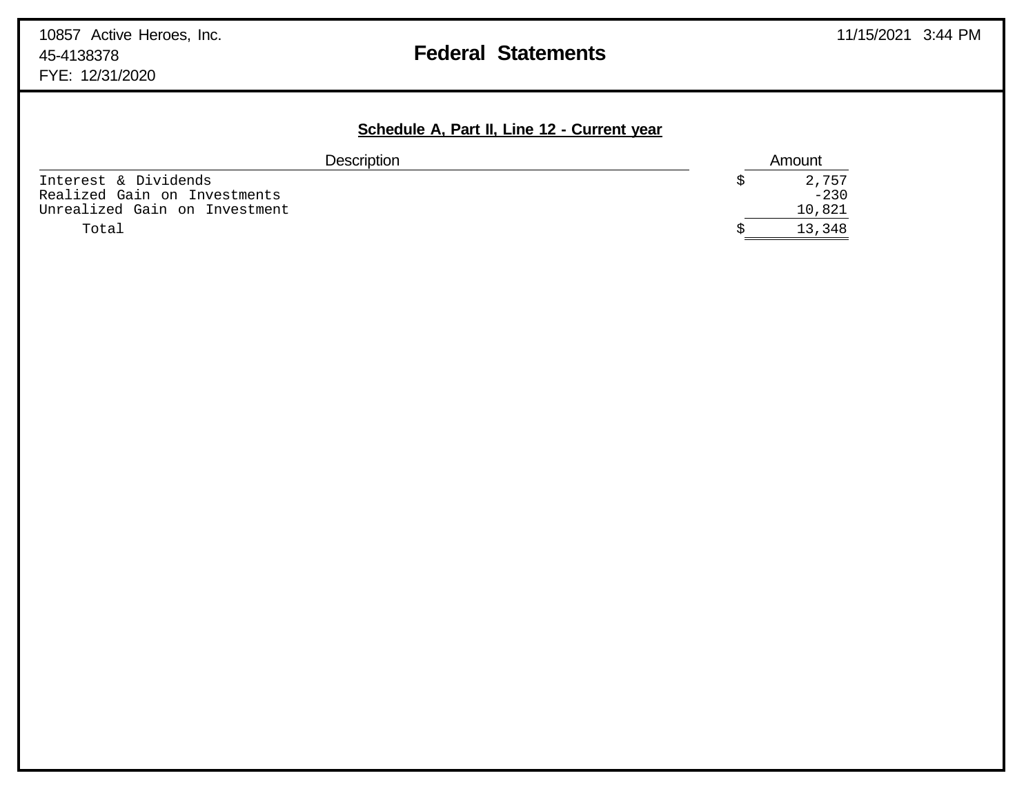10857 Active Heroes, Inc.
45-4138378
FYE: 12/31/2020

# Federal Statements

## Schedule A, Part II, Line 12 - Current year

| Description | Amount |
|---|---|
| Interest & Dividends | $ 2,757 |
| Realized Gain on Investments | -230 |
| Unrealized Gain on Investment | 10,821 |
| Total | $ 13,348 |